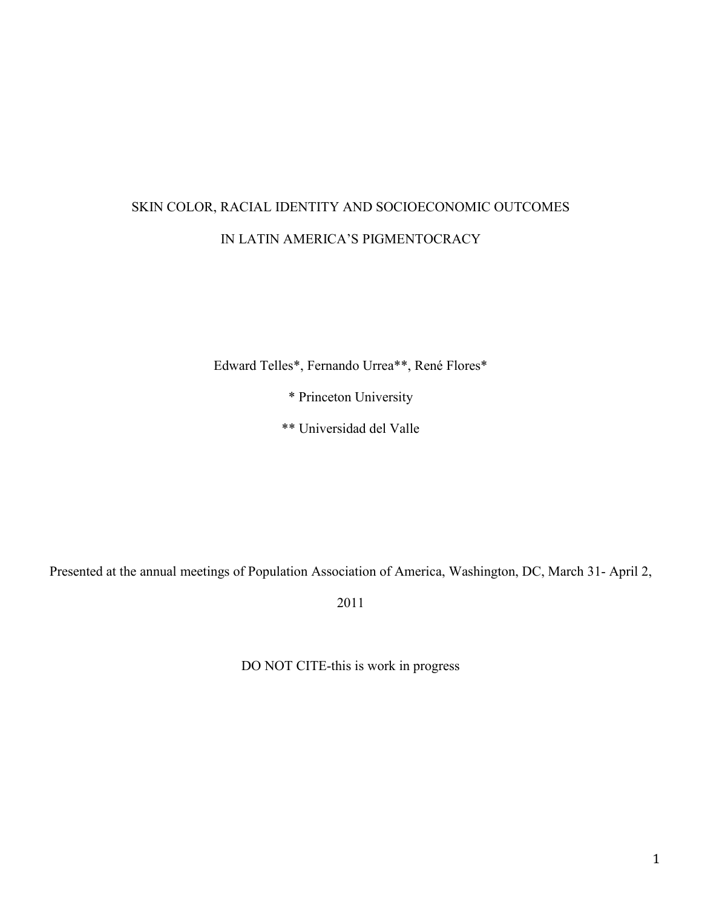# SKIN COLOR, RACIAL IDENTITY AND SOCIOECONOMIC OUTCOMES IN LATIN AMERICA'S PIGMENTOCRACY

Edward Telles*, Fernando Urrea**, René Flores*

* Princeton University

** Universidad del Valle

Presented at the annual meetings of Population Association of America, Washington, DC, March 31- April 2, 2011

DO NOT CITE-this is work in progress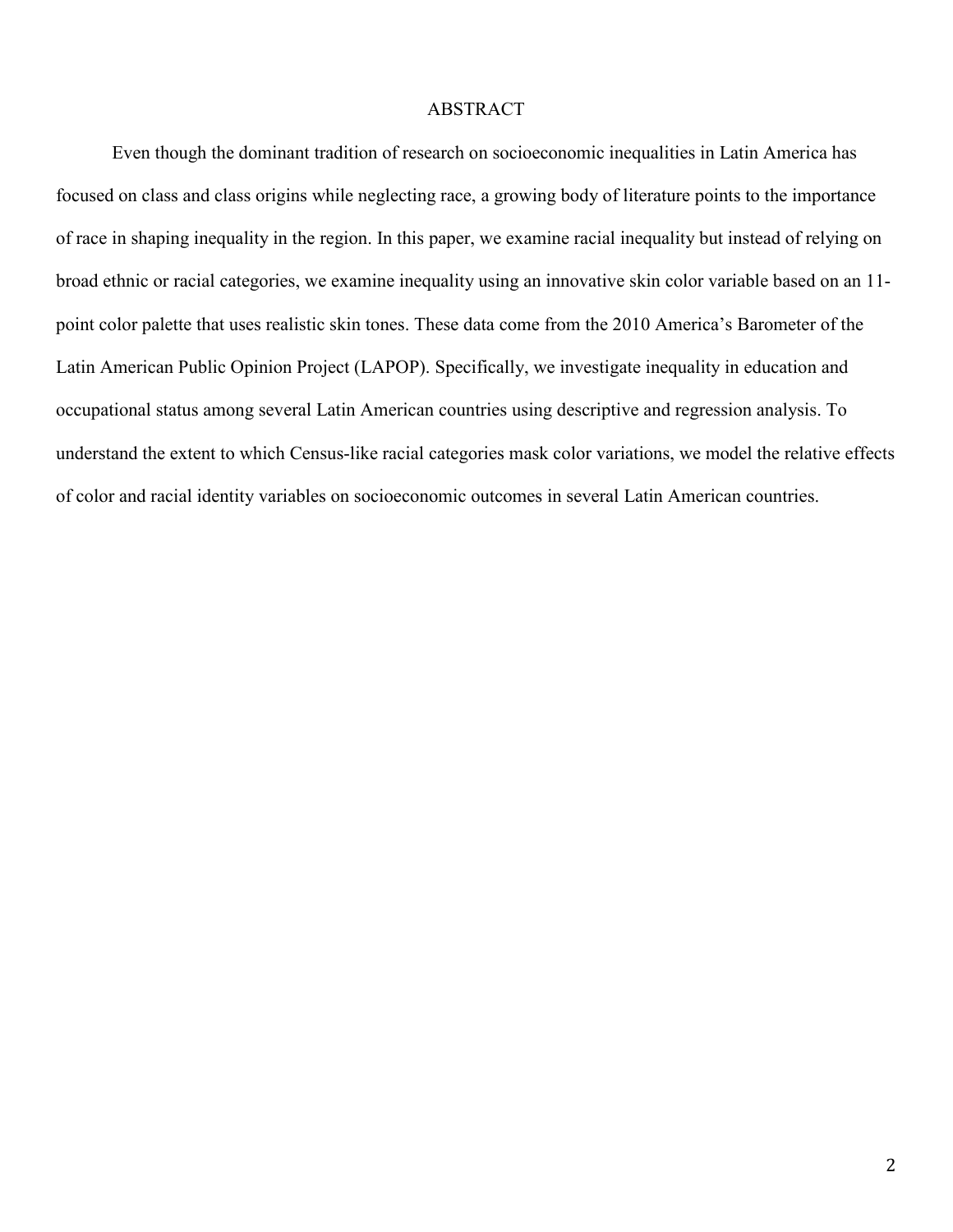## ABSTRACT

Even though the dominant tradition of research on socioeconomic inequalities in Latin America has focused on class and class origins while neglecting race, a growing body of literature points to the importance of race in shaping inequality in the region. In this paper, we examine racial inequality but instead of relying on broad ethnic or racial categories, we examine inequality using an innovative skin color variable based on an 11-point color palette that uses realistic skin tones. These data come from the 2010 America's Barometer of the Latin American Public Opinion Project (LAPOP). Specifically, we investigate inequality in education and occupational status among several Latin American countries using descriptive and regression analysis. To understand the extent to which Census-like racial categories mask color variations, we model the relative effects of color and racial identity variables on socioeconomic outcomes in several Latin American countries.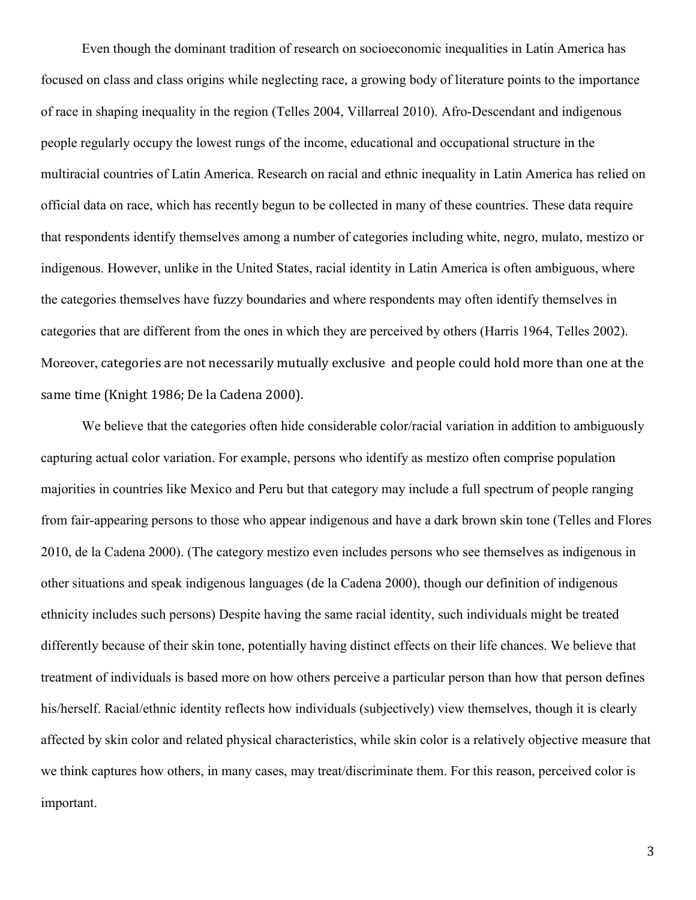Even though the dominant tradition of research on socioeconomic inequalities in Latin America has focused on class and class origins while neglecting race, a growing body of literature points to the importance of race in shaping inequality in the region (Telles 2004, Villarreal 2010). Afro-Descendant and indigenous people regularly occupy the lowest rungs of the income, educational and occupational structure in the multiracial countries of Latin America. Research on racial and ethnic inequality in Latin America has relied on official data on race, which has recently begun to be collected in many of these countries. These data require that respondents identify themselves among a number of categories including white, negro, mulato, mestizo or indigenous. However, unlike in the United States, racial identity in Latin America is often ambiguous, where the categories themselves have fuzzy boundaries and where respondents may often identify themselves in categories that are different from the ones in which they are perceived by others (Harris 1964, Telles 2002). Moreover, categories are not necessarily mutually exclusive and people could hold more than one at the same time (Knight 1986; De la Cadena 2000).

We believe that the categories often hide considerable color/racial variation in addition to ambiguously capturing actual color variation. For example, persons who identify as mestizo often comprise population majorities in countries like Mexico and Peru but that category may include a full spectrum of people ranging from fair-appearing persons to those who appear indigenous and have a dark brown skin tone (Telles and Flores 2010, de la Cadena 2000). (The category mestizo even includes persons who see themselves as indigenous in other situations and speak indigenous languages (de la Cadena 2000), though our definition of indigenous ethnicity includes such persons) Despite having the same racial identity, such individuals might be treated differently because of their skin tone, potentially having distinct effects on their life chances. We believe that treatment of individuals is based more on how others perceive a particular person than how that person defines his/herself. Racial/ethnic identity reflects how individuals (subjectively) view themselves, though it is clearly affected by skin color and related physical characteristics, while skin color is a relatively objective measure that we think captures how others, in many cases, may treat/discriminate them. For this reason, perceived color is important.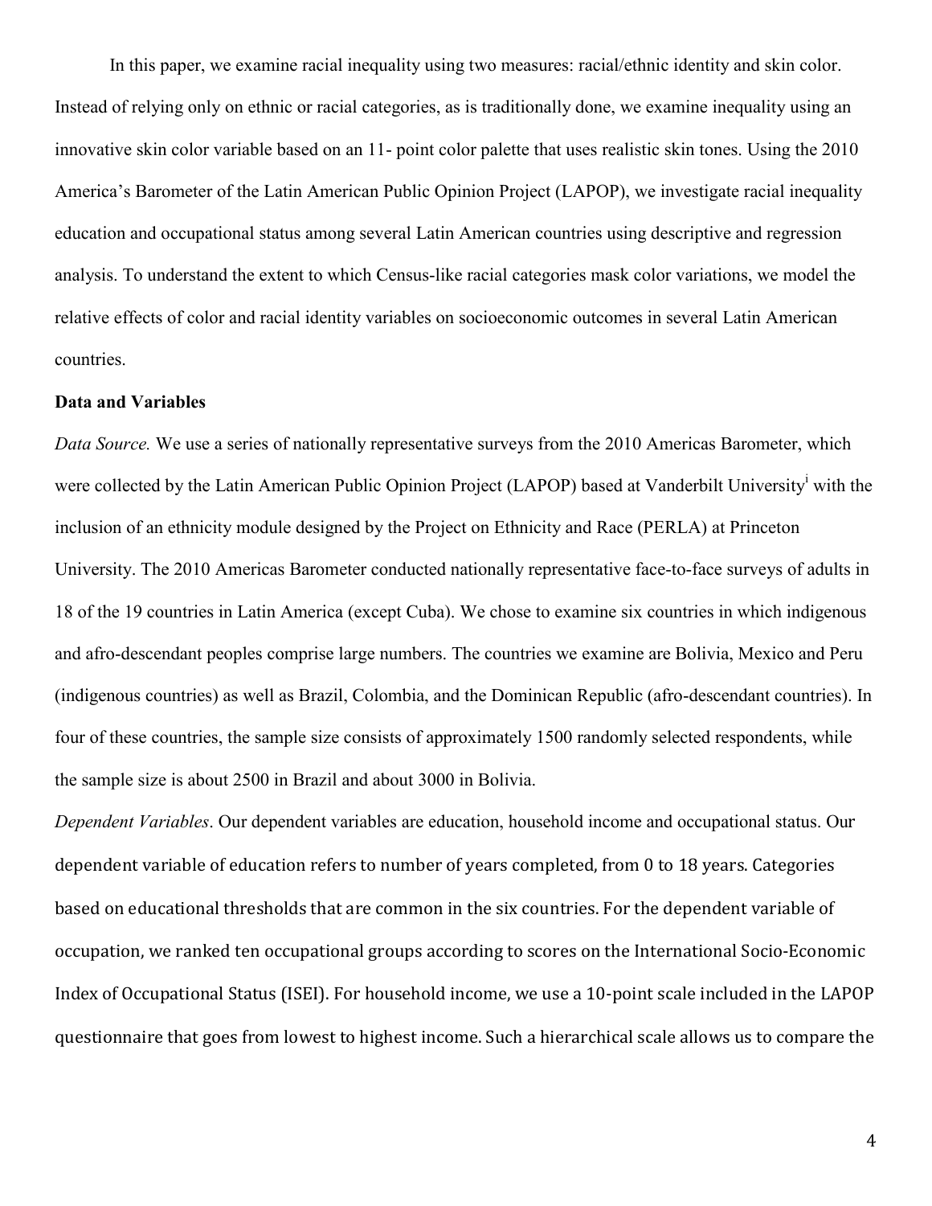In this paper, we examine racial inequality using two measures: racial/ethnic identity and skin color. Instead of relying only on ethnic or racial categories, as is traditionally done, we examine inequality using an innovative skin color variable based on an 11- point color palette that uses realistic skin tones. Using the 2010 America's Barometer of the Latin American Public Opinion Project (LAPOP), we investigate racial inequality education and occupational status among several Latin American countries using descriptive and regression analysis. To understand the extent to which Census-like racial categories mask color variations, we model the relative effects of color and racial identity variables on socioeconomic outcomes in several Latin American countries.

**Data and Variables**

*Data Source.* We use a series of nationally representative surveys from the 2010 Americas Barometer, which were collected by the Latin American Public Opinion Project (LAPOP) based at Vanderbilt University[i] with the inclusion of an ethnicity module designed by the Project on Ethnicity and Race (PERLA) at Princeton University. The 2010 Americas Barometer conducted nationally representative face-to-face surveys of adults in 18 of the 19 countries in Latin America (except Cuba). We chose to examine six countries in which indigenous and afro-descendant peoples comprise large numbers. The countries we examine are Bolivia, Mexico and Peru (indigenous countries) as well as Brazil, Colombia, and the Dominican Republic (afro-descendant countries). In four of these countries, the sample size consists of approximately 1500 randomly selected respondents, while the sample size is about 2500 in Brazil and about 3000 in Bolivia.

*Dependent Variables*. Our dependent variables are education, household income and occupational status. Our dependent variable of education refers to number of years completed, from 0 to 18 years. Categories based on educational thresholds that are common in the six countries. For the dependent variable of occupation, we ranked ten occupational groups according to scores on the International Socio-Economic Index of Occupational Status (ISEI). For household income, we use a 10-point scale included in the LAPOP questionnaire that goes from lowest to highest income. Such a hierarchical scale allows us to compare the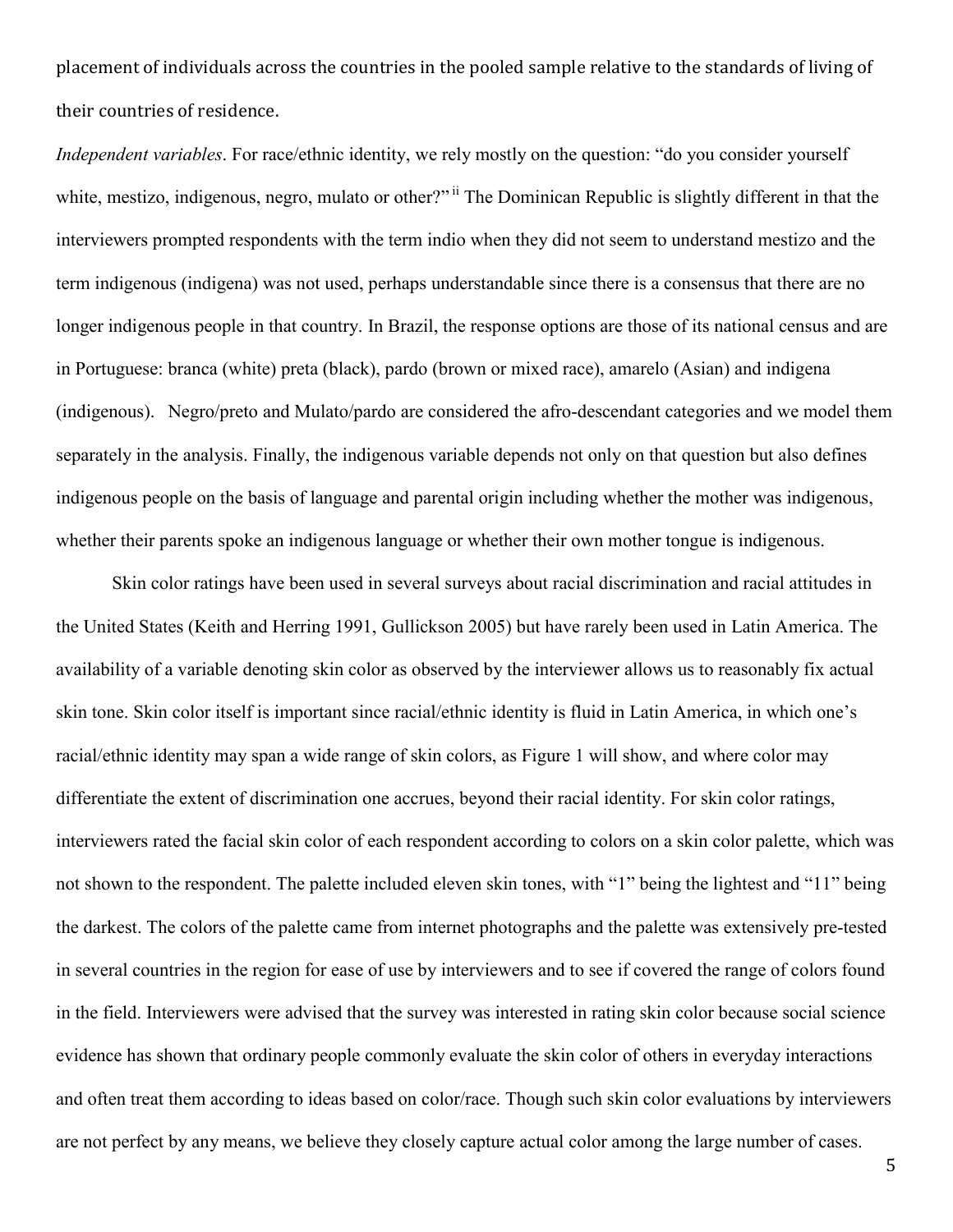placement of individuals across the countries in the pooled sample relative to the standards of living of their countries of residence.

*Independent variables*. For race/ethnic identity, we rely mostly on the question: "do you consider yourself white, mestizo, indigenous, negro, mulato or other?"[ii] The Dominican Republic is slightly different in that the interviewers prompted respondents with the term indio when they did not seem to understand mestizo and the term indigenous (indigena) was not used, perhaps understandable since there is a consensus that there are no longer indigenous people in that country. In Brazil, the response options are those of its national census and are in Portuguese: branca (white) preta (black), pardo (brown or mixed race), amarelo (Asian) and indigena (indigenous). Negro/preto and Mulato/pardo are considered the afro-descendant categories and we model them separately in the analysis. Finally, the indigenous variable depends not only on that question but also defines indigenous people on the basis of language and parental origin including whether the mother was indigenous, whether their parents spoke an indigenous language or whether their own mother tongue is indigenous.

Skin color ratings have been used in several surveys about racial discrimination and racial attitudes in the United States (Keith and Herring 1991, Gullickson 2005) but have rarely been used in Latin America. The availability of a variable denoting skin color as observed by the interviewer allows us to reasonably fix actual skin tone. Skin color itself is important since racial/ethnic identity is fluid in Latin America, in which one's racial/ethnic identity may span a wide range of skin colors, as Figure 1 will show, and where color may differentiate the extent of discrimination one accrues, beyond their racial identity. For skin color ratings, interviewers rated the facial skin color of each respondent according to colors on a skin color palette, which was not shown to the respondent. The palette included eleven skin tones, with "1" being the lightest and "11" being the darkest. The colors of the palette came from internet photographs and the palette was extensively pre-tested in several countries in the region for ease of use by interviewers and to see if covered the range of colors found in the field. Interviewers were advised that the survey was interested in rating skin color because social science evidence has shown that ordinary people commonly evaluate the skin color of others in everyday interactions and often treat them according to ideas based on color/race. Though such skin color evaluations by interviewers are not perfect by any means, we believe they closely capture actual color among the large number of cases.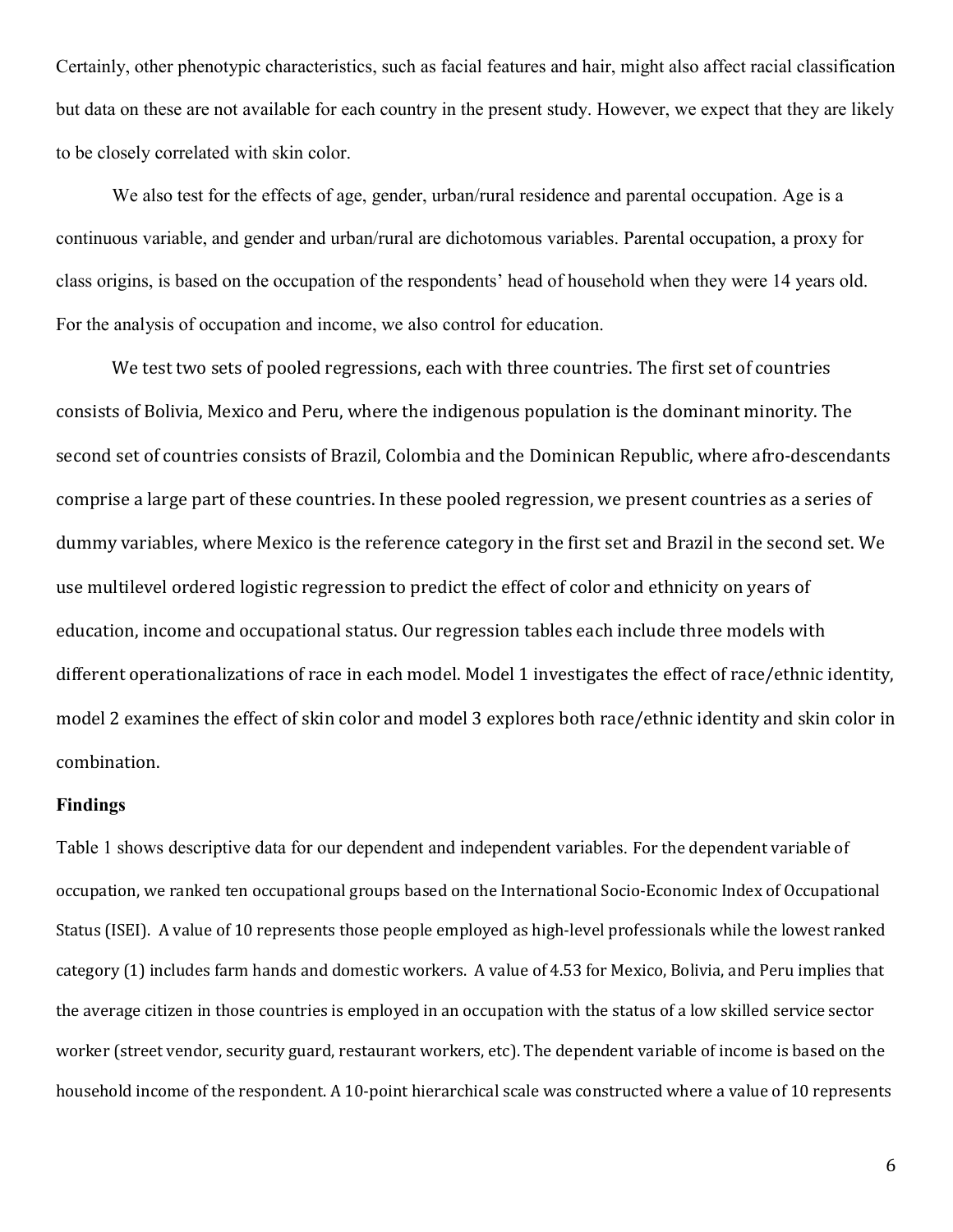Certainly, other phenotypic characteristics, such as facial features and hair, might also affect racial classification but data on these are not available for each country in the present study. However, we expect that they are likely to be closely correlated with skin color.

We also test for the effects of age, gender, urban/rural residence and parental occupation. Age is a continuous variable, and gender and urban/rural are dichotomous variables. Parental occupation, a proxy for class origins, is based on the occupation of the respondents' head of household when they were 14 years old. For the analysis of occupation and income, we also control for education.

We test two sets of pooled regressions, each with three countries. The first set of countries consists of Bolivia, Mexico and Peru, where the indigenous population is the dominant minority. The second set of countries consists of Brazil, Colombia and the Dominican Republic, where afro-descendants comprise a large part of these countries. In these pooled regression, we present countries as a series of dummy variables, where Mexico is the reference category in the first set and Brazil in the second set. We use multilevel ordered logistic regression to predict the effect of color and ethnicity on years of education, income and occupational status. Our regression tables each include three models with different operationalizations of race in each model. Model 1 investigates the effect of race/ethnic identity, model 2 examines the effect of skin color and model 3 explores both race/ethnic identity and skin color in combination.

**Findings**

Table 1 shows descriptive data for our dependent and independent variables. For the dependent variable of occupation, we ranked ten occupational groups based on the International Socio-Economic Index of Occupational Status (ISEI). A value of 10 represents those people employed as high-level professionals while the lowest ranked category (1) includes farm hands and domestic workers. A value of 4.53 for Mexico, Bolivia, and Peru implies that the average citizen in those countries is employed in an occupation with the status of a low skilled service sector worker (street vendor, security guard, restaurant workers, etc). The dependent variable of income is based on the household income of the respondent. A 10-point hierarchical scale was constructed where a value of 10 represents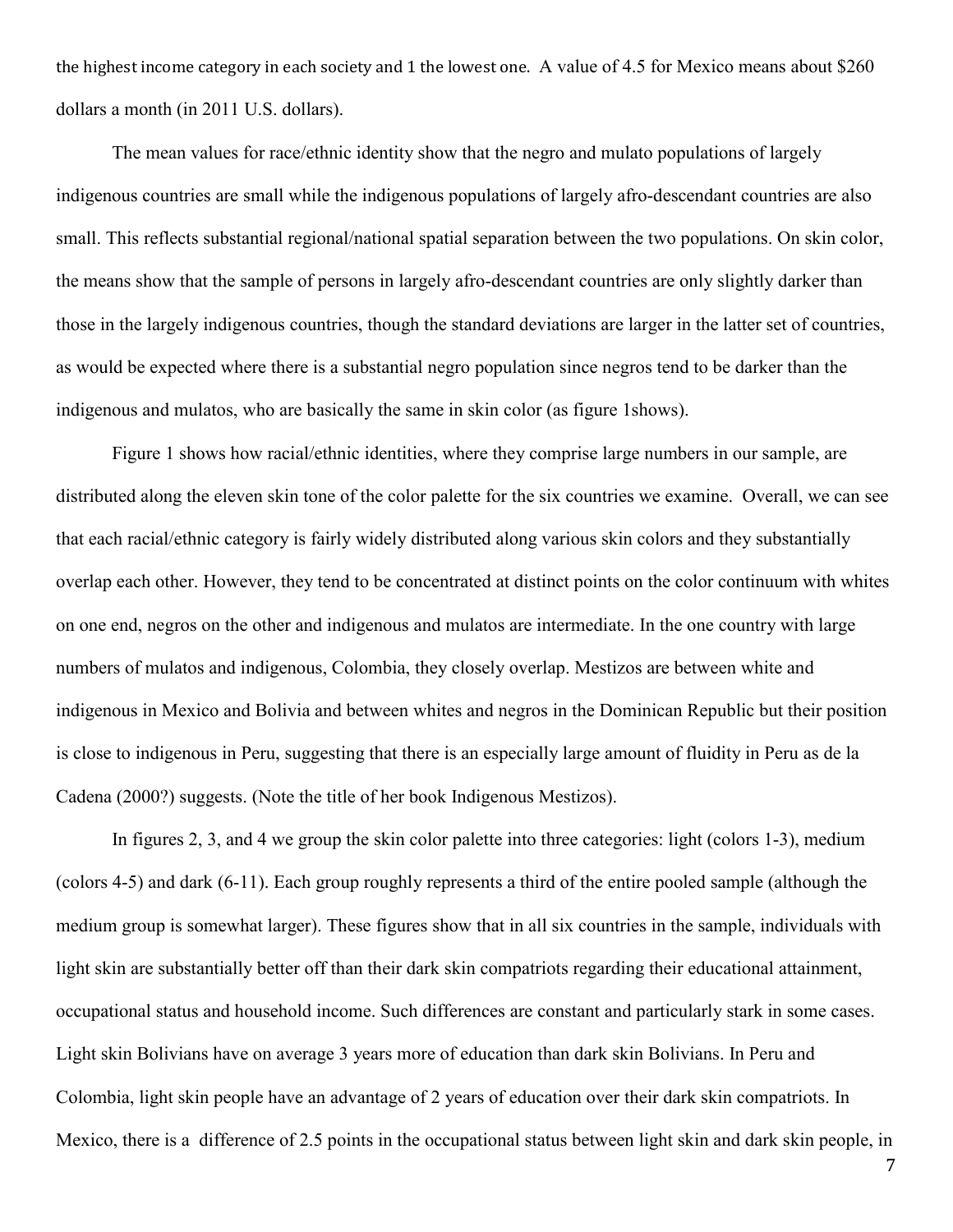the highest income category in each society and 1 the lowest one. A value of 4.5 for Mexico means about $260 dollars a month (in 2011 U.S. dollars).

The mean values for race/ethnic identity show that the negro and mulato populations of largely indigenous countries are small while the indigenous populations of largely afro-descendant countries are also small. This reflects substantial regional/national spatial separation between the two populations. On skin color, the means show that the sample of persons in largely afro-descendant countries are only slightly darker than those in the largely indigenous countries, though the standard deviations are larger in the latter set of countries, as would be expected where there is a substantial negro population since negros tend to be darker than the indigenous and mulatos, who are basically the same in skin color (as figure 1shows).

Figure 1 shows how racial/ethnic identities, where they comprise large numbers in our sample, are distributed along the eleven skin tone of the color palette for the six countries we examine. Overall, we can see that each racial/ethnic category is fairly widely distributed along various skin colors and they substantially overlap each other. However, they tend to be concentrated at distinct points on the color continuum with whites on one end, negros on the other and indigenous and mulatos are intermediate. In the one country with large numbers of mulatos and indigenous, Colombia, they closely overlap. Mestizos are between white and indigenous in Mexico and Bolivia and between whites and negros in the Dominican Republic but their position is close to indigenous in Peru, suggesting that there is an especially large amount of fluidity in Peru as de la Cadena (2000?) suggests. (Note the title of her book Indigenous Mestizos).

In figures 2, 3, and 4 we group the skin color palette into three categories: light (colors 1-3), medium (colors 4-5) and dark (6-11). Each group roughly represents a third of the entire pooled sample (although the medium group is somewhat larger). These figures show that in all six countries in the sample, individuals with light skin are substantially better off than their dark skin compatriots regarding their educational attainment, occupational status and household income. Such differences are constant and particularly stark in some cases. Light skin Bolivians have on average 3 years more of education than dark skin Bolivians. In Peru and Colombia, light skin people have an advantage of 2 years of education over their dark skin compatriots. In Mexico, there is a difference of 2.5 points in the occupational status between light skin and dark skin people, in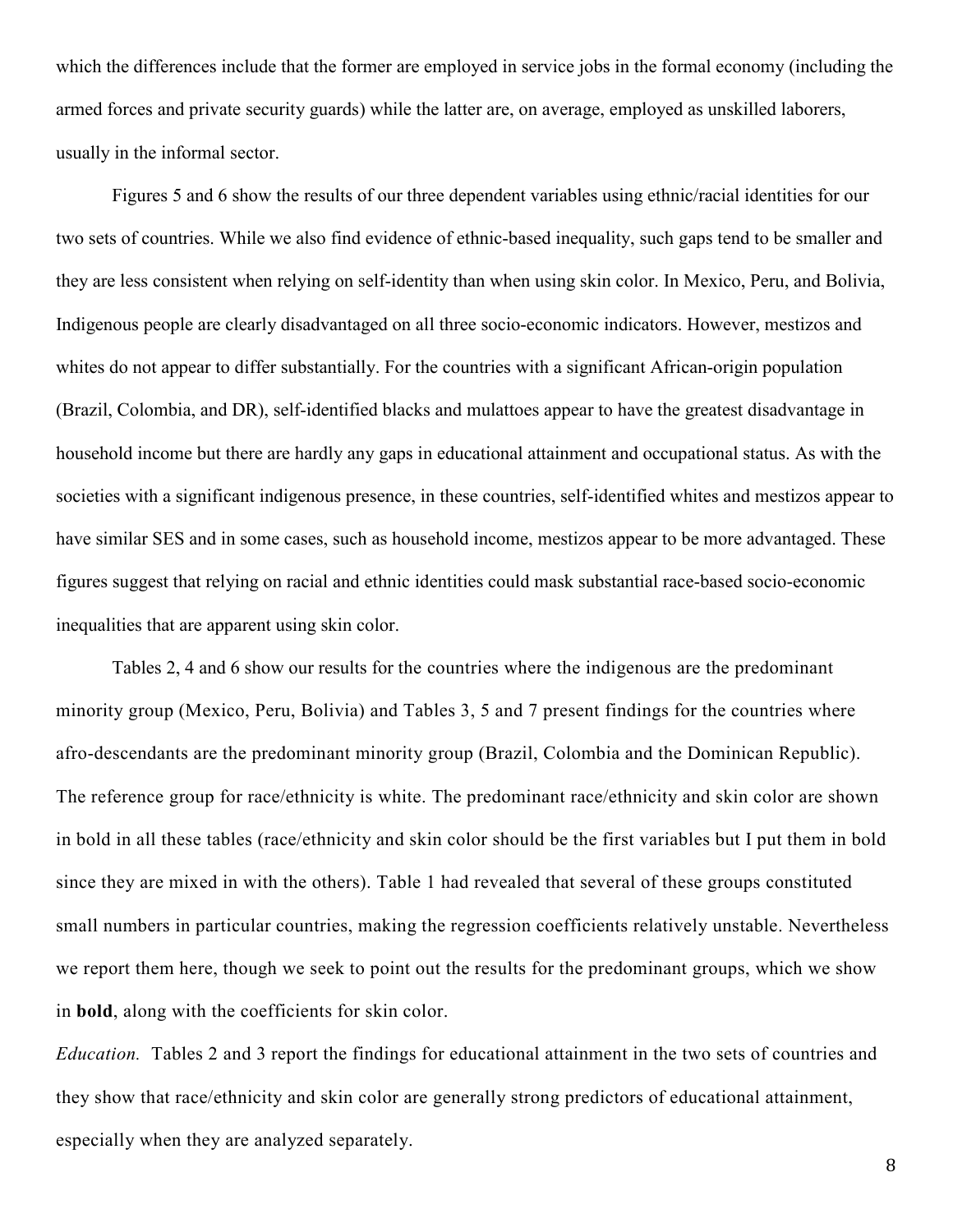which the differences include that the former are employed in service jobs in the formal economy (including the armed forces and private security guards) while the latter are, on average, employed as unskilled laborers, usually in the informal sector.

Figures 5 and 6 show the results of our three dependent variables using ethnic/racial identities for our two sets of countries. While we also find evidence of ethnic-based inequality, such gaps tend to be smaller and they are less consistent when relying on self-identity than when using skin color. In Mexico, Peru, and Bolivia, Indigenous people are clearly disadvantaged on all three socio-economic indicators. However, mestizos and whites do not appear to differ substantially. For the countries with a significant African-origin population (Brazil, Colombia, and DR), self-identified blacks and mulattoes appear to have the greatest disadvantage in household income but there are hardly any gaps in educational attainment and occupational status. As with the societies with a significant indigenous presence, in these countries, self-identified whites and mestizos appear to have similar SES and in some cases, such as household income, mestizos appear to be more advantaged. These figures suggest that relying on racial and ethnic identities could mask substantial race-based socio-economic inequalities that are apparent using skin color.

Tables 2, 4 and 6 show our results for the countries where the indigenous are the predominant minority group (Mexico, Peru, Bolivia) and Tables 3, 5 and 7 present findings for the countries where afro-descendants are the predominant minority group (Brazil, Colombia and the Dominican Republic). The reference group for race/ethnicity is white. The predominant race/ethnicity and skin color are shown in bold in all these tables (race/ethnicity and skin color should be the first variables but I put them in bold since they are mixed in with the others). Table 1 had revealed that several of these groups constituted small numbers in particular countries, making the regression coefficients relatively unstable. Nevertheless we report them here, though we seek to point out the results for the predominant groups, which we show in **bold**, along with the coefficients for skin color.

*Education.* Tables 2 and 3 report the findings for educational attainment in the two sets of countries and they show that race/ethnicity and skin color are generally strong predictors of educational attainment, especially when they are analyzed separately.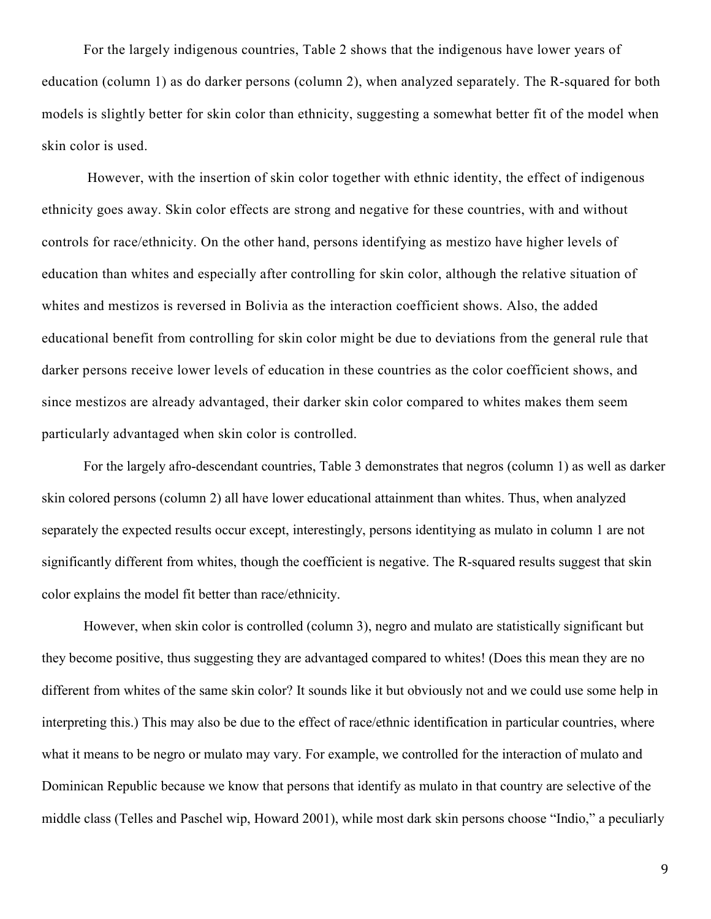For the largely indigenous countries, Table 2 shows that the indigenous have lower years of education (column 1) as do darker persons (column 2), when analyzed separately. The R-squared for both models is slightly better for skin color than ethnicity, suggesting a somewhat better fit of the model when skin color is used.

However, with the insertion of skin color together with ethnic identity, the effect of indigenous ethnicity goes away. Skin color effects are strong and negative for these countries, with and without controls for race/ethnicity. On the other hand, persons identifying as mestizo have higher levels of education than whites and especially after controlling for skin color, although the relative situation of whites and mestizos is reversed in Bolivia as the interaction coefficient shows. Also, the added educational benefit from controlling for skin color might be due to deviations from the general rule that darker persons receive lower levels of education in these countries as the color coefficient shows, and since mestizos are already advantaged, their darker skin color compared to whites makes them seem particularly advantaged when skin color is controlled.

For the largely afro-descendant countries, Table 3 demonstrates that negros (column 1) as well as darker skin colored persons (column 2) all have lower educational attainment than whites. Thus, when analyzed separately the expected results occur except, interestingly, persons identitying as mulato in column 1 are not significantly different from whites, though the coefficient is negative. The R-squared results suggest that skin color explains the model fit better than race/ethnicity.

However, when skin color is controlled (column 3), negro and mulato are statistically significant but they become positive, thus suggesting they are advantaged compared to whites! (Does this mean they are no different from whites of the same skin color? It sounds like it but obviously not and we could use some help in interpreting this.) This may also be due to the effect of race/ethnic identification in particular countries, where what it means to be negro or mulato may vary. For example, we controlled for the interaction of mulato and Dominican Republic because we know that persons that identify as mulato in that country are selective of the middle class (Telles and Paschel wip, Howard 2001), while most dark skin persons choose "Indio," a peculiarly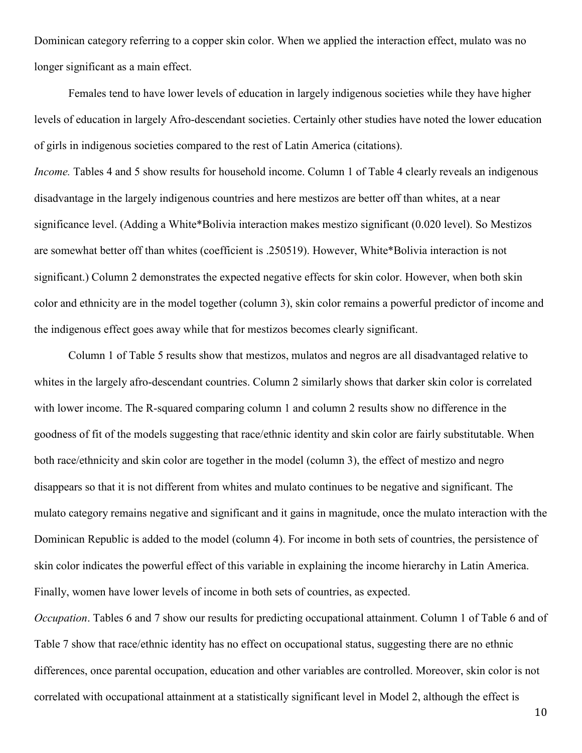Dominican category referring to a copper skin color. When we applied the interaction effect, mulato was no longer significant as a main effect.

Females tend to have lower levels of education in largely indigenous societies while they have higher levels of education in largely Afro-descendant societies. Certainly other studies have noted the lower education of girls in indigenous societies compared to the rest of Latin America (citations).

*Income.* Tables 4 and 5 show results for household income. Column 1 of Table 4 clearly reveals an indigenous disadvantage in the largely indigenous countries and here mestizos are better off than whites, at a near significance level. (Adding a White*Bolivia interaction makes mestizo significant (0.020 level). So Mestizos are somewhat better off than whites (coefficient is .250519). However, White*Bolivia interaction is not significant.) Column 2 demonstrates the expected negative effects for skin color. However, when both skin color and ethnicity are in the model together (column 3), skin color remains a powerful predictor of income and the indigenous effect goes away while that for mestizos becomes clearly significant.

Column 1 of Table 5 results show that mestizos, mulatos and negros are all disadvantaged relative to whites in the largely afro-descendant countries. Column 2 similarly shows that darker skin color is correlated with lower income. The R-squared comparing column 1 and column 2 results show no difference in the goodness of fit of the models suggesting that race/ethnic identity and skin color are fairly substitutable. When both race/ethnicity and skin color are together in the model (column 3), the effect of mestizo and negro disappears so that it is not different from whites and mulato continues to be negative and significant. The mulato category remains negative and significant and it gains in magnitude, once the mulato interaction with the Dominican Republic is added to the model (column 4). For income in both sets of countries, the persistence of skin color indicates the powerful effect of this variable in explaining the income hierarchy in Latin America. Finally, women have lower levels of income in both sets of countries, as expected.

*Occupation*. Tables 6 and 7 show our results for predicting occupational attainment. Column 1 of Table 6 and of Table 7 show that race/ethnic identity has no effect on occupational status, suggesting there are no ethnic differences, once parental occupation, education and other variables are controlled. Moreover, skin color is not correlated with occupational attainment at a statistically significant level in Model 2, although the effect is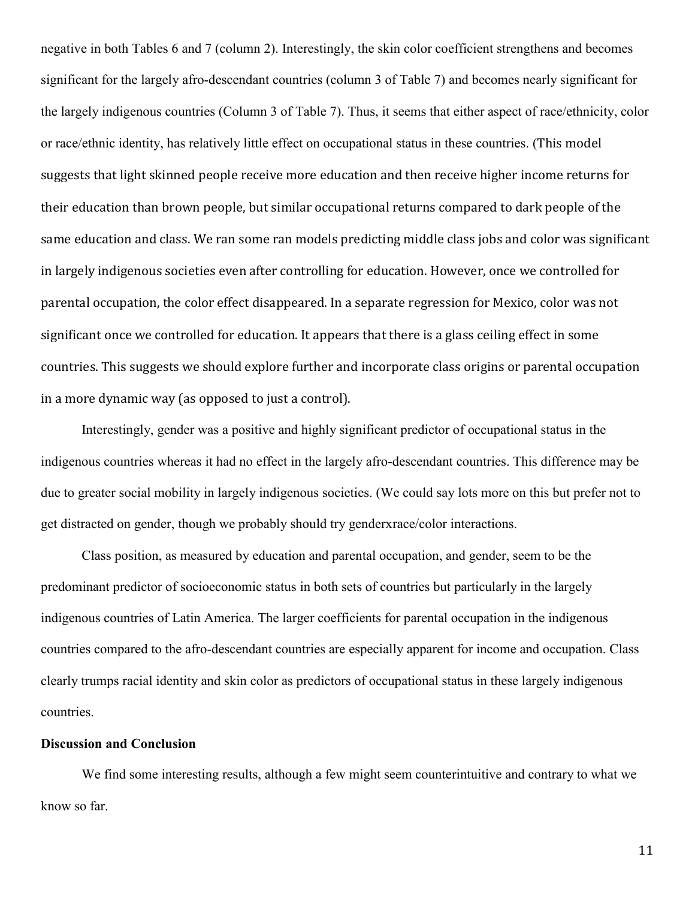negative in both Tables 6 and 7 (column 2). Interestingly, the skin color coefficient strengthens and becomes significant for the largely afro-descendant countries (column 3 of Table 7) and becomes nearly significant for the largely indigenous countries (Column 3 of Table 7). Thus, it seems that either aspect of race/ethnicity, color or race/ethnic identity, has relatively little effect on occupational status in these countries. (This model suggests that light skinned people receive more education and then receive higher income returns for their education than brown people, but similar occupational returns compared to dark people of the same education and class. We ran some ran models predicting middle class jobs and color was significant in largely indigenous societies even after controlling for education. However, once we controlled for parental occupation, the color effect disappeared. In a separate regression for Mexico, color was not significant once we controlled for education. It appears that there is a glass ceiling effect in some countries. This suggests we should explore further and incorporate class origins or parental occupation in a more dynamic way (as opposed to just a control).

Interestingly, gender was a positive and highly significant predictor of occupational status in the indigenous countries whereas it had no effect in the largely afro-descendant countries. This difference may be due to greater social mobility in largely indigenous societies. (We could say lots more on this but prefer not to get distracted on gender, though we probably should try genderxrace/color interactions.

Class position, as measured by education and parental occupation, and gender, seem to be the predominant predictor of socioeconomic status in both sets of countries but particularly in the largely indigenous countries of Latin America. The larger coefficients for parental occupation in the indigenous countries compared to the afro-descendant countries are especially apparent for income and occupation. Class clearly trumps racial identity and skin color as predictors of occupational status in these largely indigenous countries.

**Discussion and Conclusion**

We find some interesting results, although a few might seem counterintuitive and contrary to what we know so far.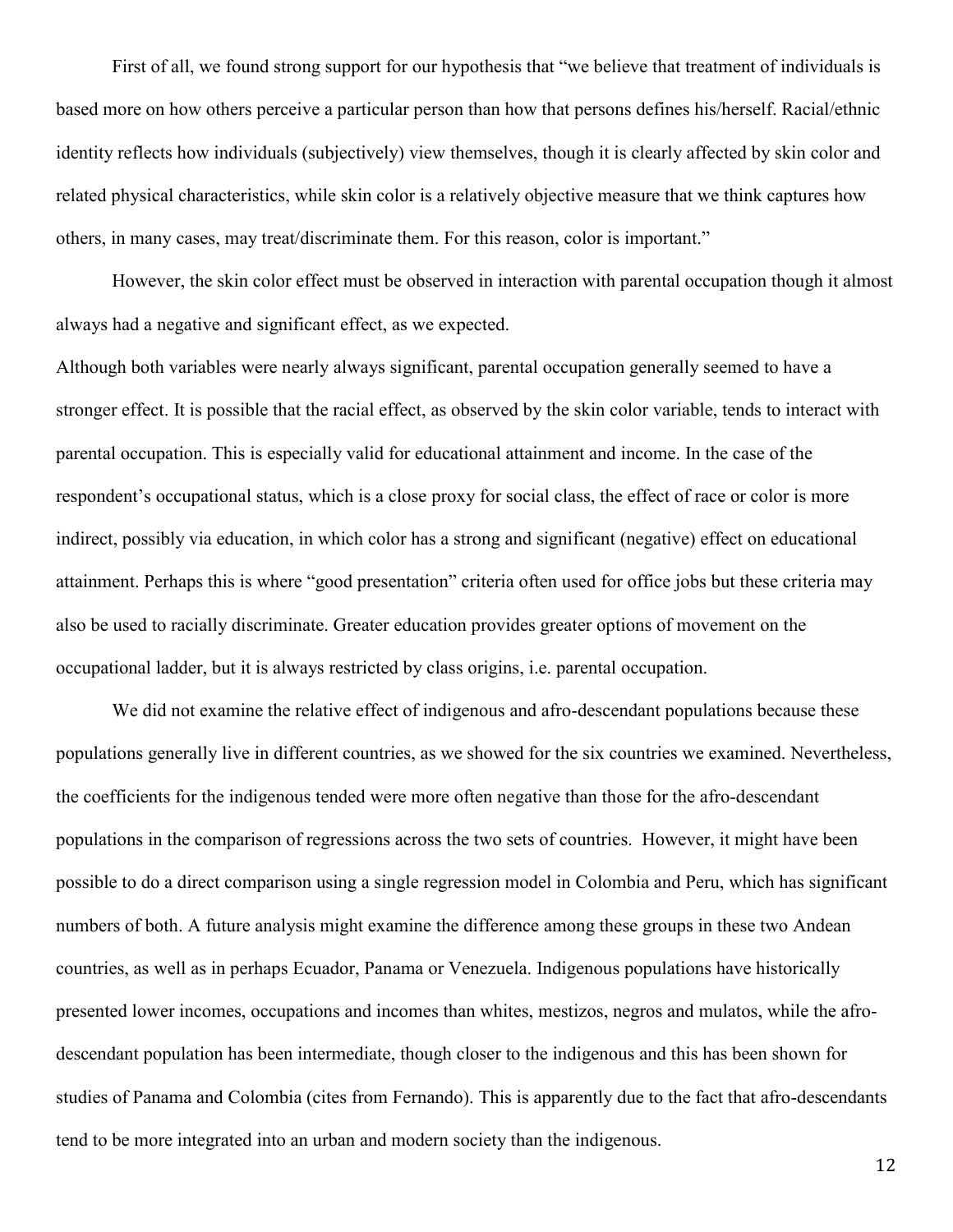First of all, we found strong support for our hypothesis that "we believe that treatment of individuals is based more on how others perceive a particular person than how that persons defines his/herself. Racial/ethnic identity reflects how individuals (subjectively) view themselves, though it is clearly affected by skin color and related physical characteristics, while skin color is a relatively objective measure that we think captures how others, in many cases, may treat/discriminate them. For this reason, color is important."

However, the skin color effect must be observed in interaction with parental occupation though it almost always had a negative and significant effect, as we expected.

Although both variables were nearly always significant, parental occupation generally seemed to have a stronger effect. It is possible that the racial effect, as observed by the skin color variable, tends to interact with parental occupation. This is especially valid for educational attainment and income. In the case of the respondent's occupational status, which is a close proxy for social class, the effect of race or color is more indirect, possibly via education, in which color has a strong and significant (negative) effect on educational attainment. Perhaps this is where "good presentation" criteria often used for office jobs but these criteria may also be used to racially discriminate. Greater education provides greater options of movement on the occupational ladder, but it is always restricted by class origins, i.e. parental occupation.

We did not examine the relative effect of indigenous and afro-descendant populations because these populations generally live in different countries, as we showed for the six countries we examined. Nevertheless, the coefficients for the indigenous tended were more often negative than those for the afro-descendant populations in the comparison of regressions across the two sets of countries. However, it might have been possible to do a direct comparison using a single regression model in Colombia and Peru, which has significant numbers of both. A future analysis might examine the difference among these groups in these two Andean countries, as well as in perhaps Ecuador, Panama or Venezuela. Indigenous populations have historically presented lower incomes, occupations and incomes than whites, mestizos, negros and mulatos, while the afro-descendant population has been intermediate, though closer to the indigenous and this has been shown for studies of Panama and Colombia (cites from Fernando). This is apparently due to the fact that afro-descendants tend to be more integrated into an urban and modern society than the indigenous.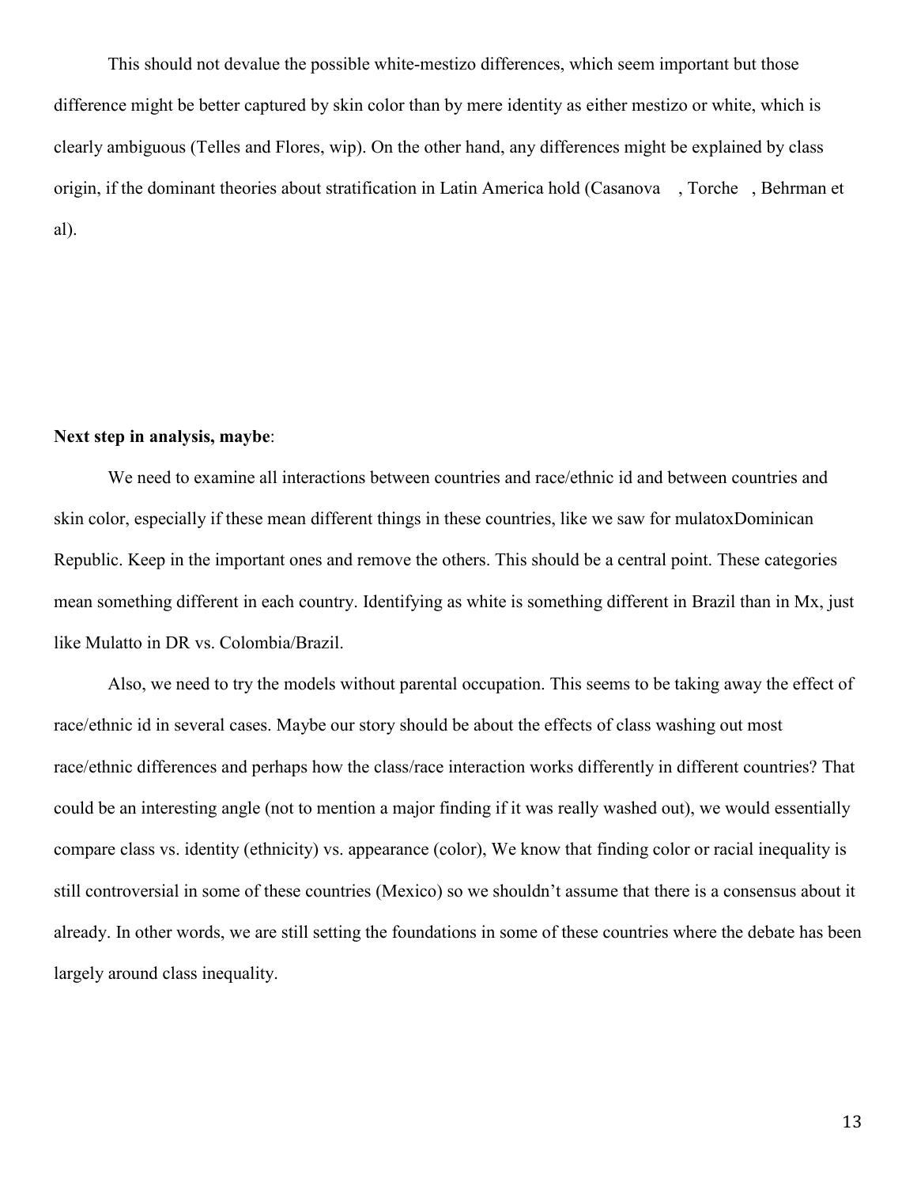This should not devalue the possible white-mestizo differences, which seem important but those difference might be better captured by skin color than by mere identity as either mestizo or white, which is clearly ambiguous (Telles and Flores, wip). On the other hand, any differences might be explained by class origin, if the dominant theories about stratification in Latin America hold (Casanova , Torche , Behrman et al).

**Next step in analysis, maybe**:

We need to examine all interactions between countries and race/ethnic id and between countries and skin color, especially if these mean different things in these countries, like we saw for mulatoxDominican Republic. Keep in the important ones and remove the others. This should be a central point. These categories mean something different in each country. Identifying as white is something different in Brazil than in Mx, just like Mulatto in DR vs. Colombia/Brazil.

Also, we need to try the models without parental occupation. This seems to be taking away the effect of race/ethnic id in several cases. Maybe our story should be about the effects of class washing out most race/ethnic differences and perhaps how the class/race interaction works differently in different countries? That could be an interesting angle (not to mention a major finding if it was really washed out), we would essentially compare class vs. identity (ethnicity) vs. appearance (color), We know that finding color or racial inequality is still controversial in some of these countries (Mexico) so we shouldn't assume that there is a consensus about it already. In other words, we are still setting the foundations in some of these countries where the debate has been largely around class inequality.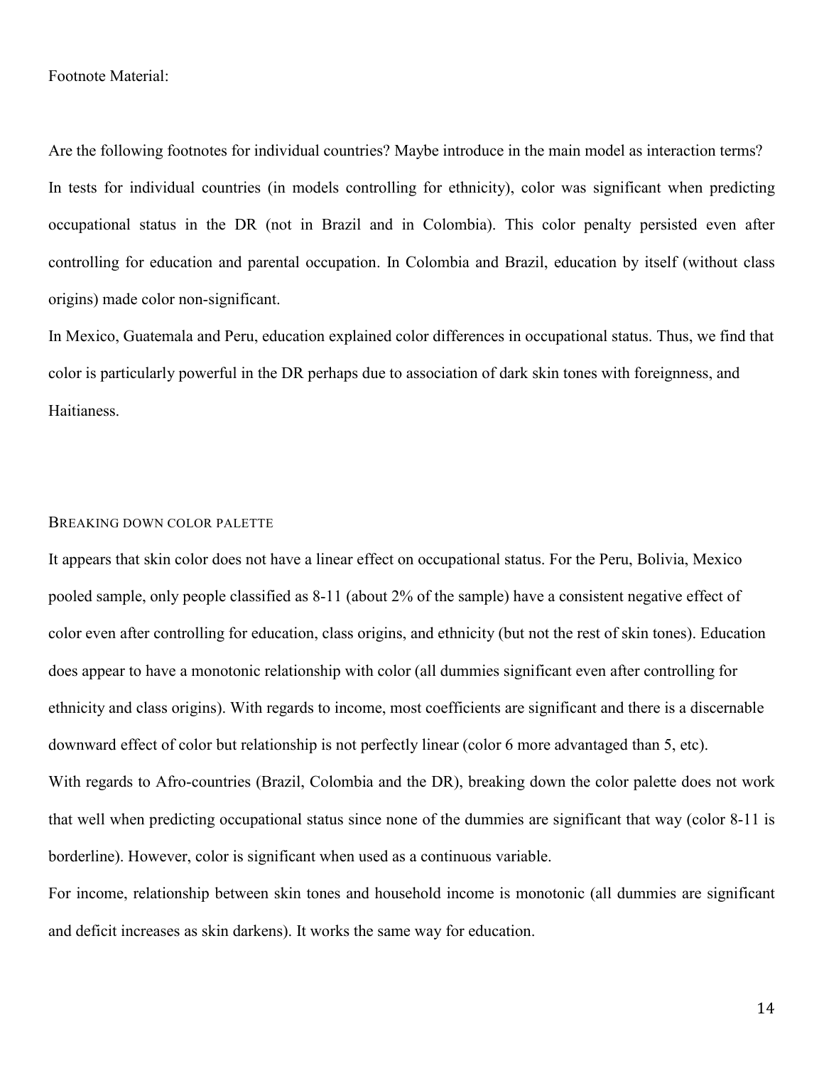Footnote Material:

Are the following footnotes for individual countries? Maybe introduce in the main model as interaction terms?

In tests for individual countries (in models controlling for ethnicity), color was significant when predicting occupational status in the DR (not in Brazil and in Colombia). This color penalty persisted even after controlling for education and parental occupation. In Colombia and Brazil, education by itself (without class origins) made color non-significant.

In Mexico, Guatemala and Peru, education explained color differences in occupational status. Thus, we find that color is particularly powerful in the DR perhaps due to association of dark skin tones with foreignness, and Haitianess.

### BREAKING DOWN COLOR PALETTE

It appears that skin color does not have a linear effect on occupational status. For the Peru, Bolivia, Mexico pooled sample, only people classified as 8-11 (about 2% of the sample) have a consistent negative effect of color even after controlling for education, class origins, and ethnicity (but not the rest of skin tones). Education does appear to have a monotonic relationship with color (all dummies significant even after controlling for ethnicity and class origins). With regards to income, most coefficients are significant and there is a discernable downward effect of color but relationship is not perfectly linear (color 6 more advantaged than 5, etc).

With regards to Afro-countries (Brazil, Colombia and the DR), breaking down the color palette does not work that well when predicting occupational status since none of the dummies are significant that way (color 8-11 is borderline). However, color is significant when used as a continuous variable.

For income, relationship between skin tones and household income is monotonic (all dummies are significant and deficit increases as skin darkens). It works the same way for education.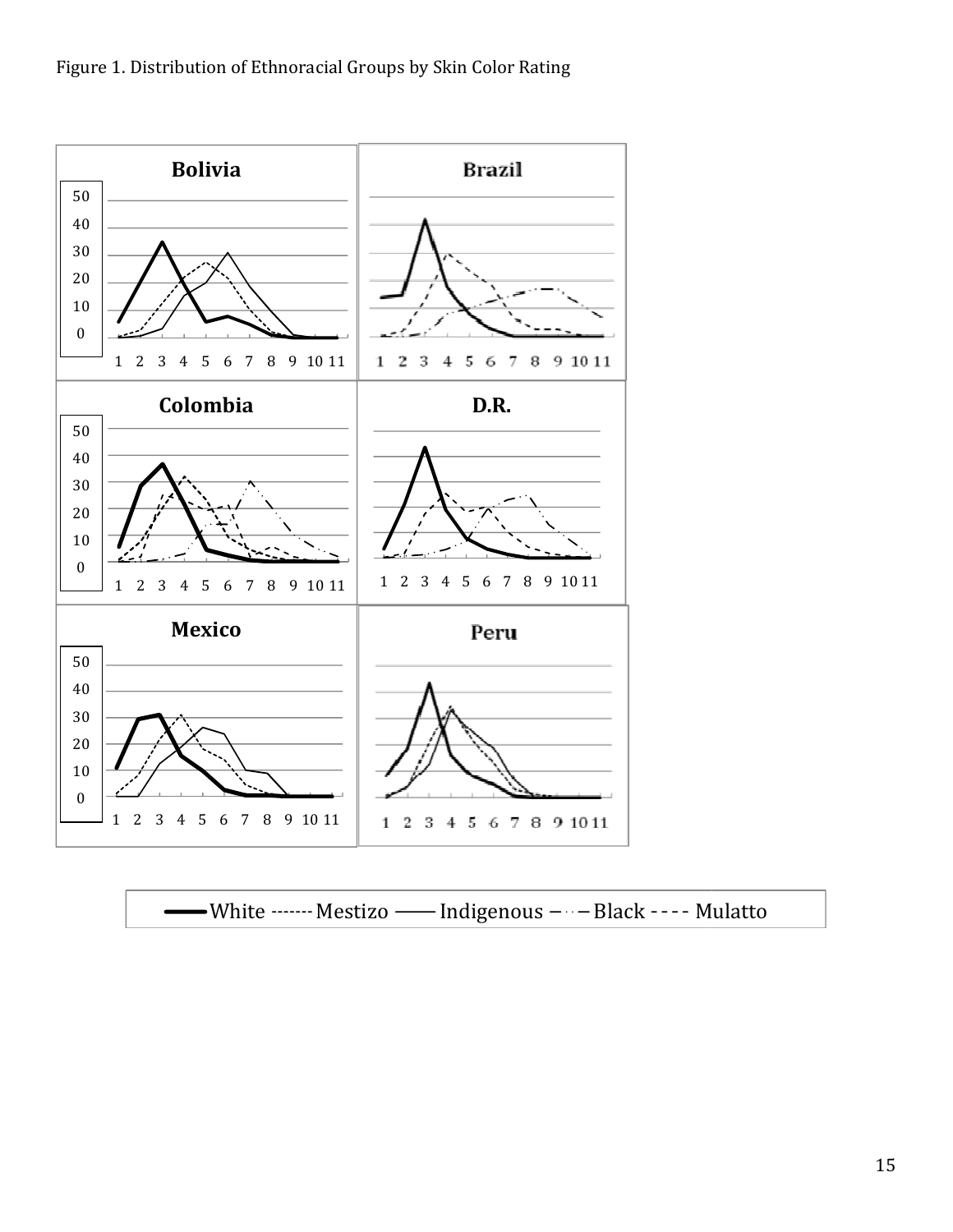Figure 1. Distribution of Ethnoracial Groups by Skin Color Rating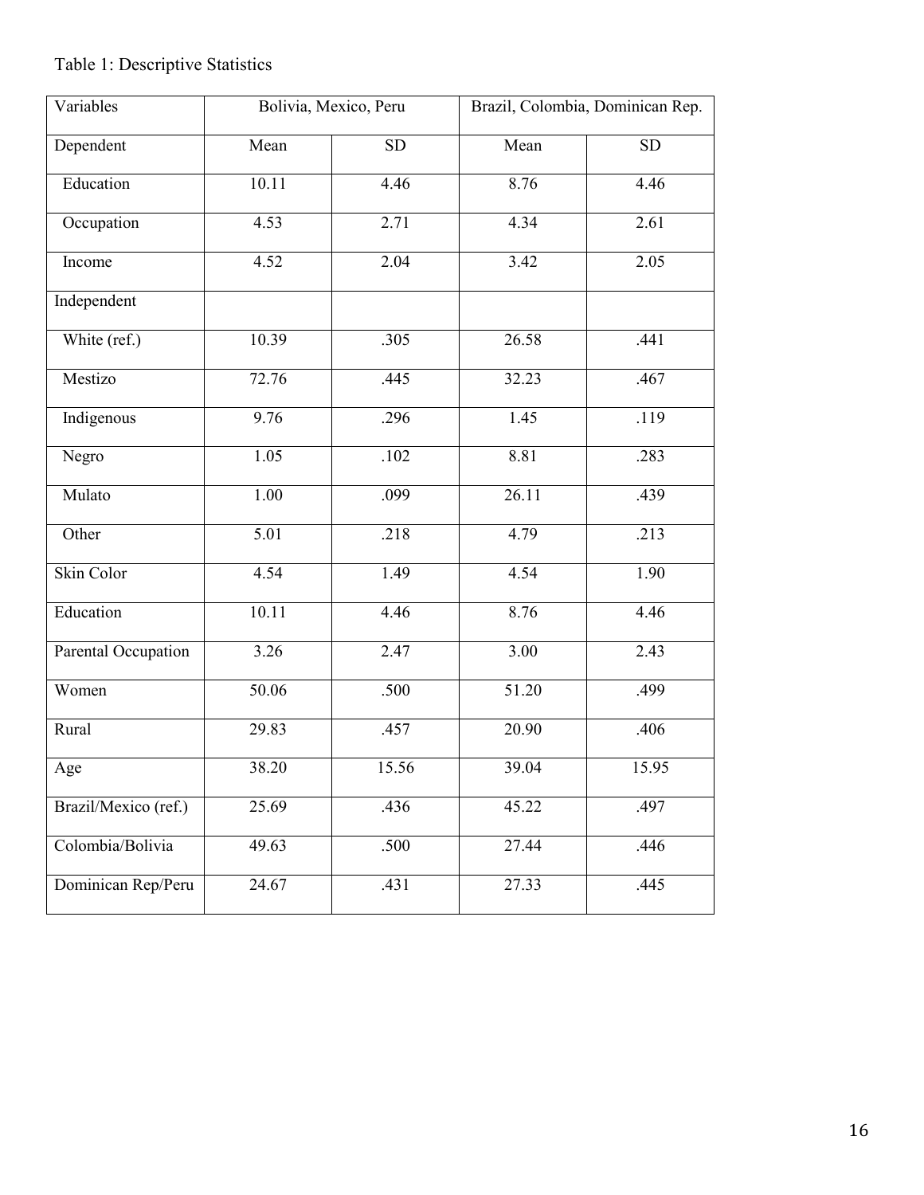Table 1: Descriptive Statistics

| Variables | Bolivia, Mexico, Peru | | Brazil, Colombia, Dominican Rep. | |
|---|---|---|---|---|
| Dependent | Mean | SD | Mean | SD |
| Education | 10.11 | 4.46 | 8.76 | 4.46 |
| Occupation | 4.53 | 2.71 | 4.34 | 2.61 |
| Income | 4.52 | 2.04 | 3.42 | 2.05 |
| Independent | | | | |
| White (ref.) | 10.39 | .305 | 26.58 | .441 |
| Mestizo | 72.76 | .445 | 32.23 | .467 |
| Indigenous | 9.76 | .296 | 1.45 | .119 |
| Negro | 1.05 | .102 | 8.81 | .283 |
| Mulato | 1.00 | .099 | 26.11 | .439 |
| Other | 5.01 | .218 | 4.79 | .213 |
| Skin Color | 4.54 | 1.49 | 4.54 | 1.90 |
| Education | 10.11 | 4.46 | 8.76 | 4.46 |
| Parental Occupation | 3.26 | 2.47 | 3.00 | 2.43 |
| Women | 50.06 | .500 | 51.20 | .499 |
| Rural | 29.83 | .457 | 20.90 | .406 |
| Age | 38.20 | 15.56 | 39.04 | 15.95 |
| Brazil/Mexico (ref.) | 25.69 | .436 | 45.22 | .497 |
| Colombia/Bolivia | 49.63 | .500 | 27.44 | .446 |
| Dominican Rep/Peru | 24.67 | .431 | 27.33 | .445 |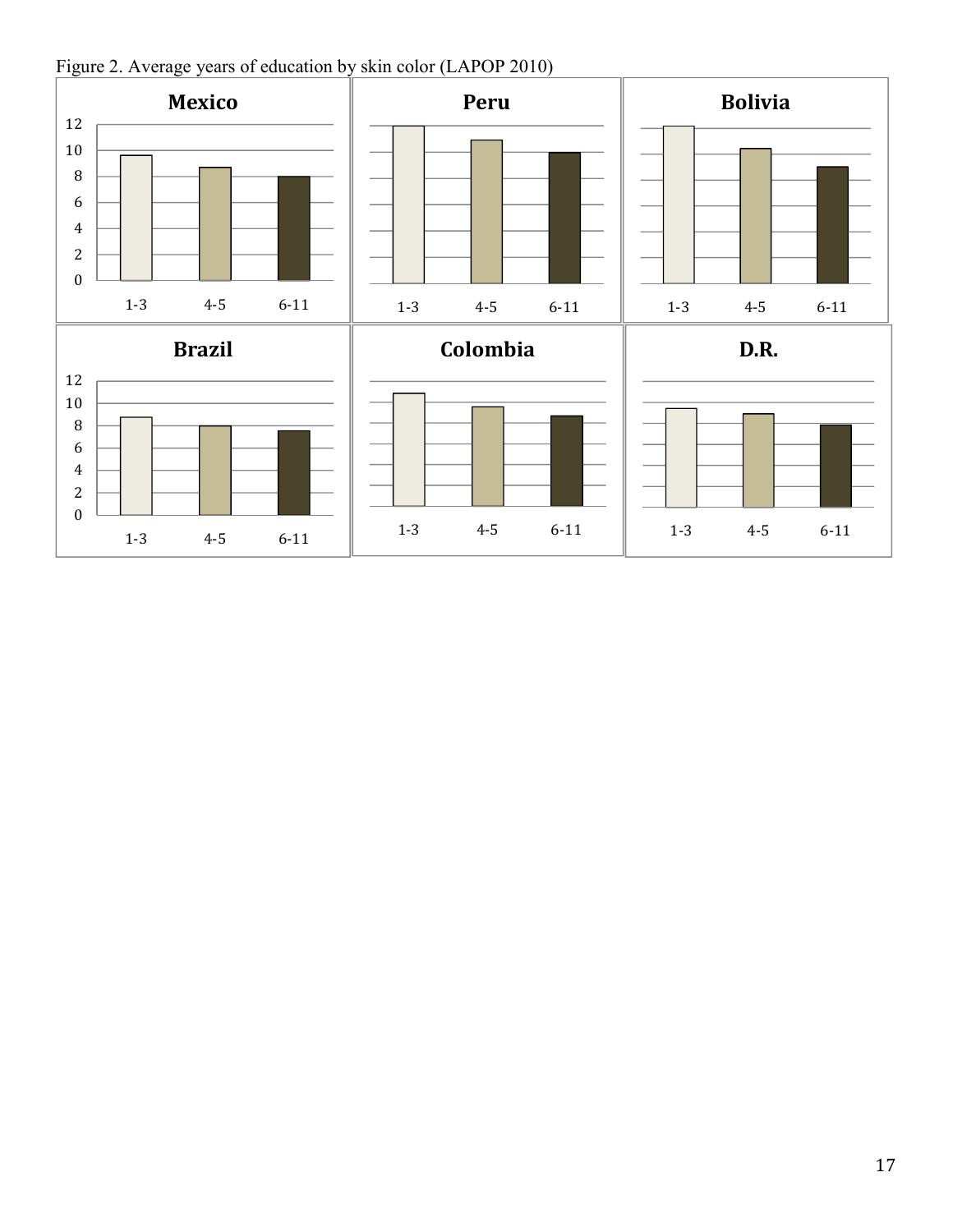Figure 2. Average years of education by skin color (LAPOP 2010)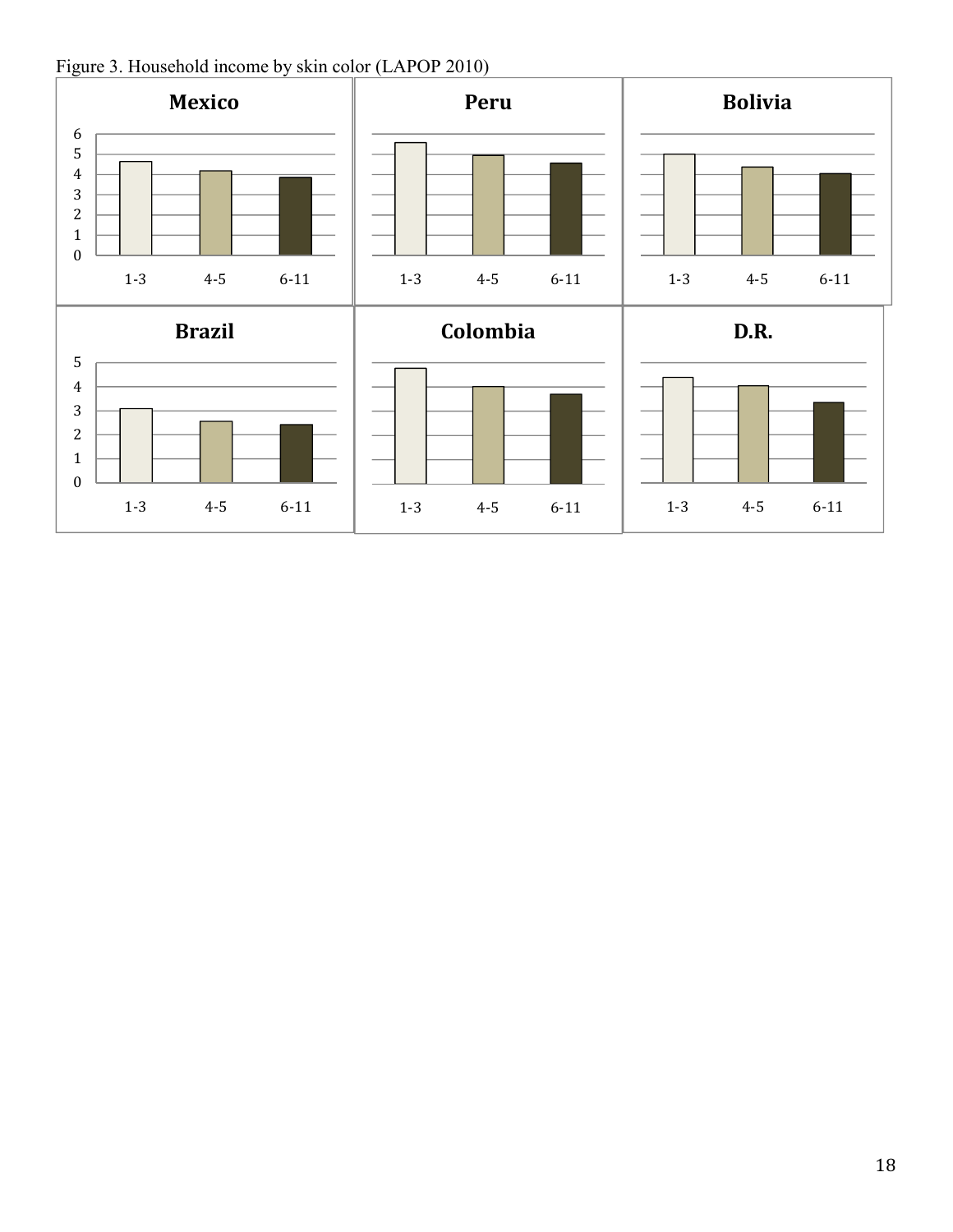Figure 3. Household income by skin color (LAPOP 2010)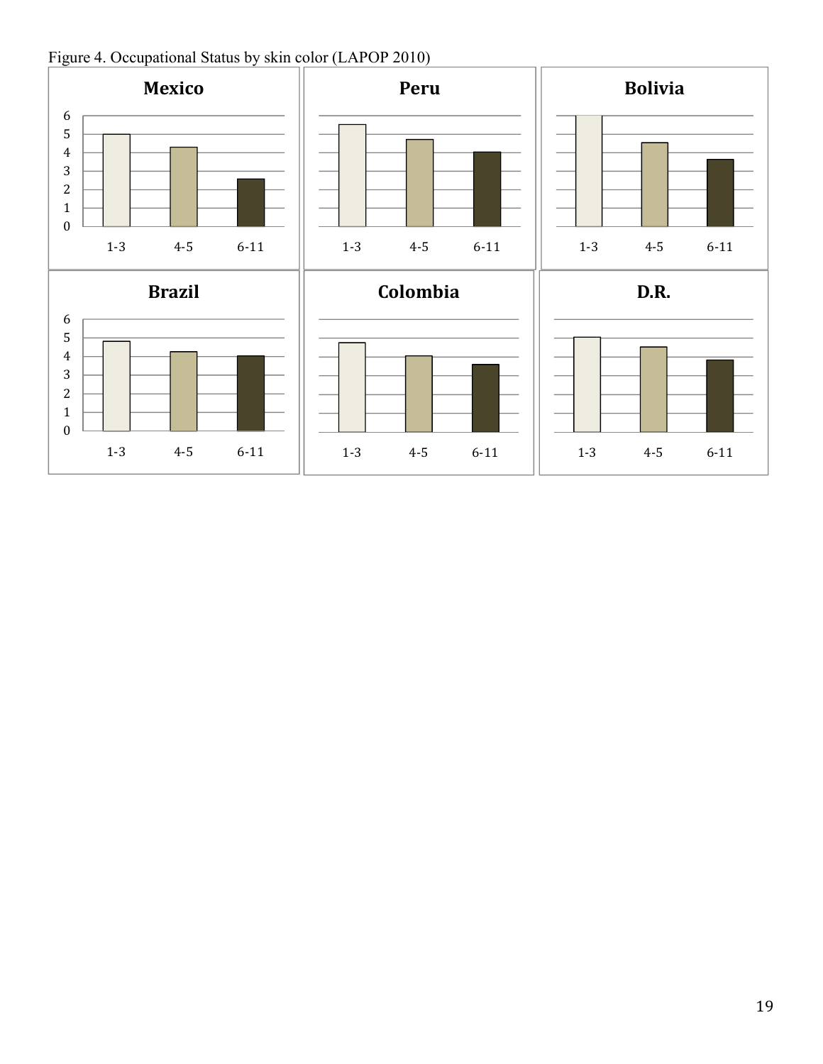Figure 4. Occupational Status by skin color (LAPOP 2010)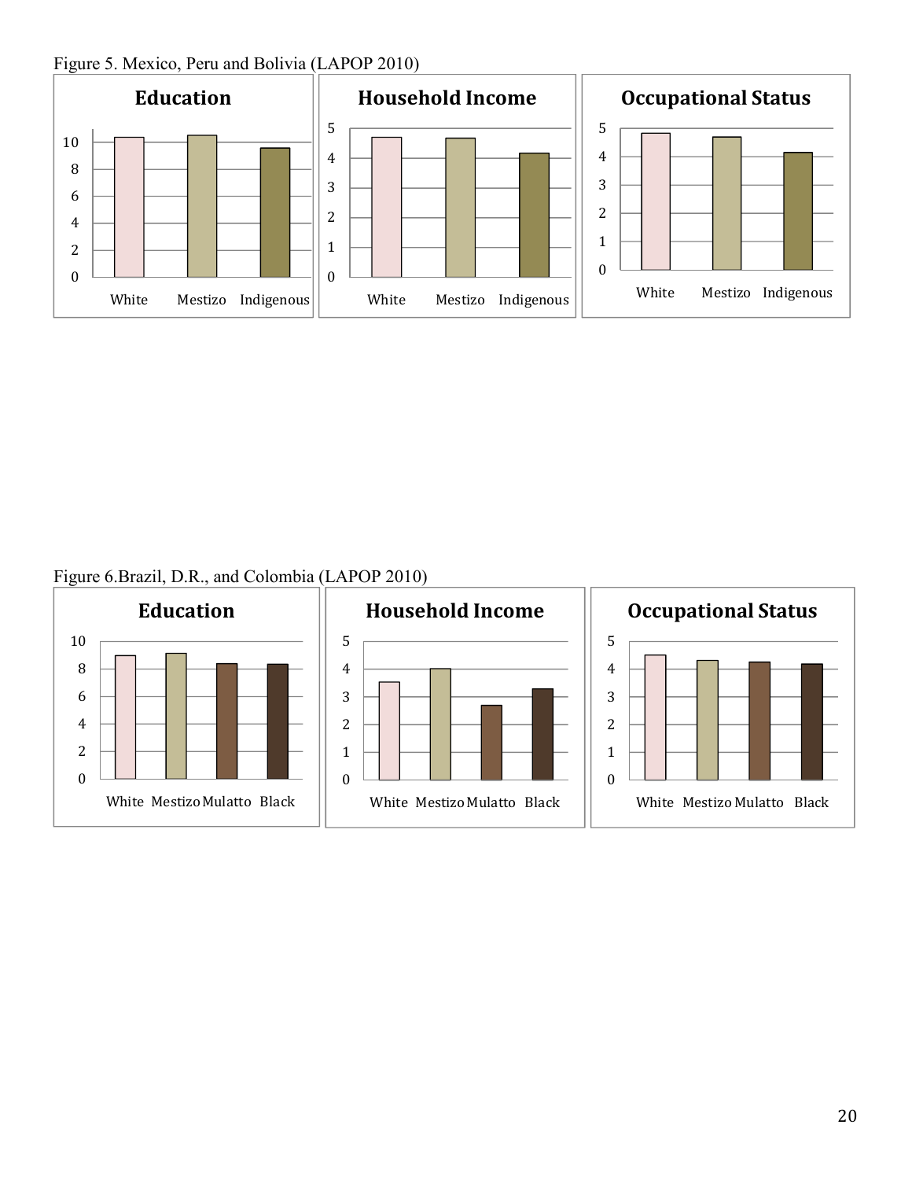Figure 5. Mexico, Peru and Bolivia (LAPOP 2010)

Figure 6.Brazil, D.R., and Colombia (LAPOP 2010)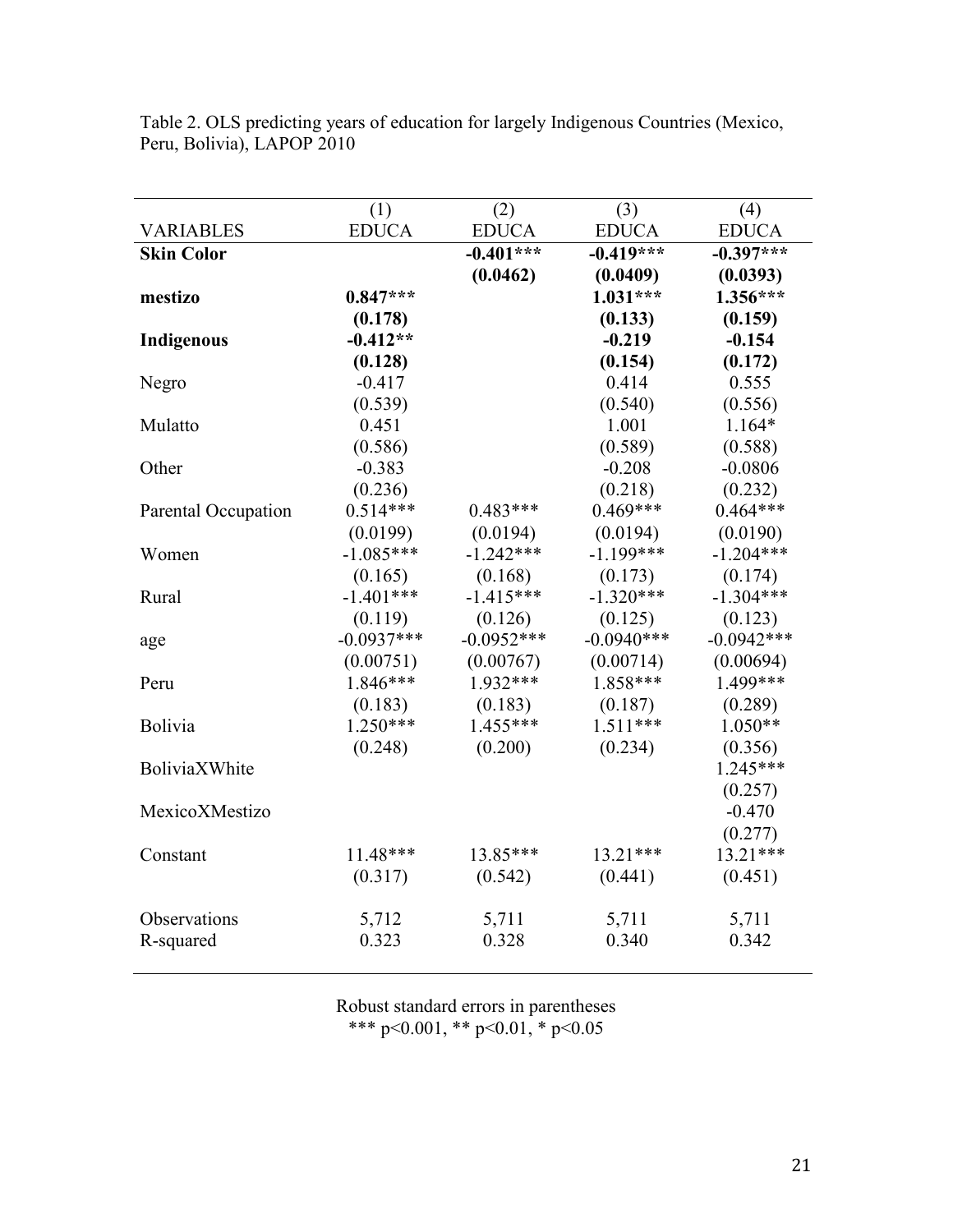Table 2. OLS predicting years of education for largely Indigenous Countries (Mexico, Peru, Bolivia), LAPOP 2010

| VARIABLES | (1)<br>EDUCA | (2)<br>EDUCA | (3)<br>EDUCA | (4)<br>EDUCA |
|---|---|---|---|---|
| **Skin Color** | | **-0.401***\*** | **-0.419***\*** | **-0.397***\*** |
| | | **(0.0462)** | **(0.0409)** | **(0.0393)** |
| **mestizo** | **0.847***\*** | | **1.031***\*** | **1.356***\*** |
| | **(0.178)** | | **(0.133)** | **(0.159)** |
| **Indigenous** | **-0.412**\*** | | **-0.219** | **-0.154** |
| | **(0.128)** | | **(0.154)** | **(0.172)** |
| Negro | -0.417 | | 0.414 | 0.555 |
| | (0.539) | | (0.540) | (0.556) |
| Mulatto | 0.451 | | 1.001 | 1.164* |
| | (0.586) | | (0.589) | (0.588) |
| Other | -0.383 | | -0.208 | -0.0806 |
| | (0.236) | | (0.218) | (0.232) |
| Parental Occupation | 0.514*** | 0.483*** | 0.469*** | 0.464*** |
| | (0.0199) | (0.0194) | (0.0194) | (0.0190) |
| Women | -1.085*** | -1.242*** | -1.199*** | -1.204*** |
| | (0.165) | (0.168) | (0.173) | (0.174) |
| Rural | -1.401*** | -1.415*** | -1.320*** | -1.304*** |
| | (0.119) | (0.126) | (0.125) | (0.123) |
| age | -0.0937*** | -0.0952*** | -0.0940*** | -0.0942*** |
| | (0.00751) | (0.00767) | (0.00714) | (0.00694) |
| Peru | 1.846*** | 1.932*** | 1.858*** | 1.499*** |
| | (0.183) | (0.183) | (0.187) | (0.289) |
| Bolivia | 1.250*** | 1.455*** | 1.511*** | 1.050** |
| | (0.248) | (0.200) | (0.234) | (0.356) |
| BoliviaXWhite | | | | 1.245*** |
| | | | | (0.257) |
| MexicoXMestizo | | | | -0.470 |
| | | | | (0.277) |
| Constant | 11.48*** | 13.85*** | 13.21*** | 13.21*** |
| | (0.317) | (0.542) | (0.441) | (0.451) |
| Observations | 5,712 | 5,711 | 5,711 | 5,711 |
| R-squared | 0.323 | 0.328 | 0.340 | 0.342 |

Robust standard errors in parentheses
*** p<0.001, ** p<0.01, * p<0.05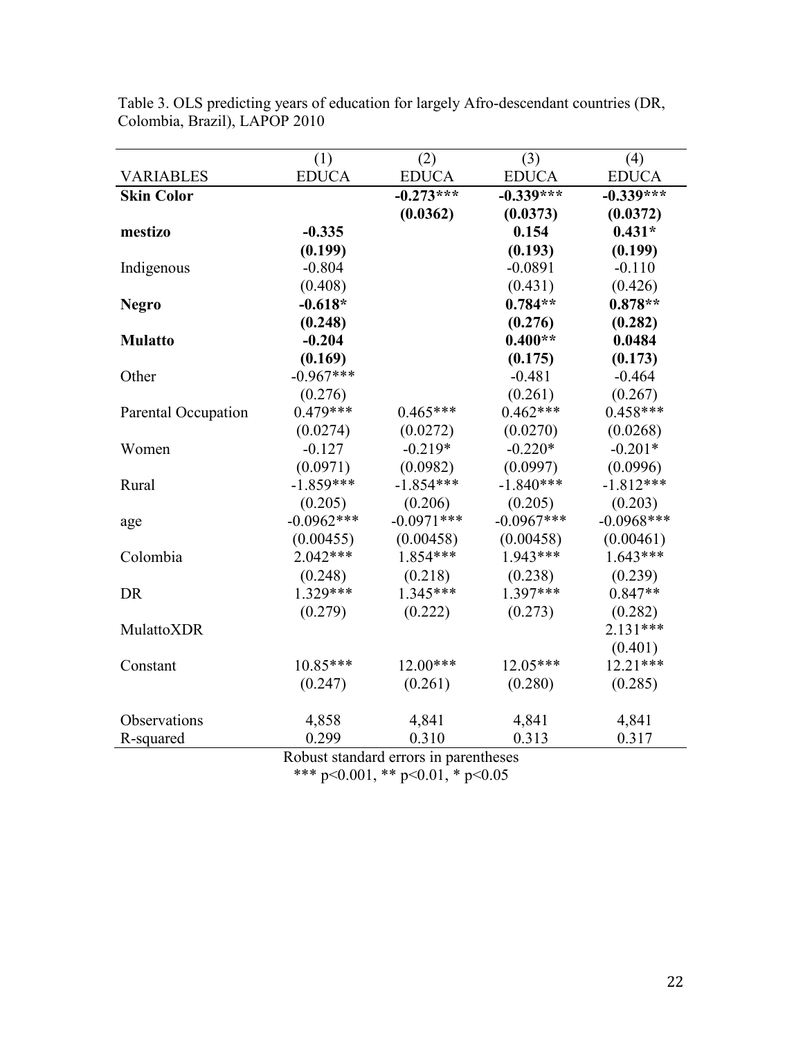Table 3. OLS predicting years of education for largely Afro-descendant countries (DR, Colombia, Brazil), LAPOP 2010

| VARIABLES | (1) EDUCA | (2) EDUCA | (3) EDUCA | (4) EDUCA |
|---|---|---|---|---|
| **Skin Color** | | **-0.273\*\*\*** | **-0.339\*\*\*** | **-0.339\*\*\*** |
| | | **(0.0362)** | **(0.0373)** | **(0.0372)** |
| **mestizo** | **-0.335** | | **0.154** | **0.431\*** |
| | **(0.199)** | | **(0.193)** | **(0.199)** |
| Indigenous | -0.804 | | -0.0891 | -0.110 |
| | (0.408) | | (0.431) | (0.426) |
| **Negro** | **-0.618\*** | | **0.784\*\*** | **0.878\*\*** |
| | **(0.248)** | | **(0.276)** | **(0.282)** |
| **Mulatto** | **-0.204** | | **0.400\*\*** | **0.0484** |
| | **(0.169)** | | **(0.175)** | **(0.173)** |
| Other | -0.967\*\*\* | | -0.481 | -0.464 |
| | (0.276) | | (0.261) | (0.267) |
| Parental Occupation | 0.479\*\*\* | 0.465\*\*\* | 0.462\*\*\* | 0.458\*\*\* |
| | (0.0274) | (0.0272) | (0.0270) | (0.0268) |
| Women | -0.127 | -0.219\* | -0.220\* | -0.201\* |
| | (0.0971) | (0.0982) | (0.0997) | (0.0996) |
| Rural | -1.859\*\*\* | -1.854\*\*\* | -1.840\*\*\* | -1.812\*\*\* |
| | (0.205) | (0.206) | (0.205) | (0.203) |
| age | -0.0962\*\*\* | -0.0971\*\*\* | -0.0967\*\*\* | -0.0968\*\*\* |
| | (0.00455) | (0.00458) | (0.00458) | (0.00461) |
| Colombia | 2.042\*\*\* | 1.854\*\*\* | 1.943\*\*\* | 1.643\*\*\* |
| | (0.248) | (0.218) | (0.238) | (0.239) |
| DR | 1.329\*\*\* | 1.345\*\*\* | 1.397\*\*\* | 0.847\*\* |
| | (0.279) | (0.222) | (0.273) | (0.282) |
| MulattoXDR | | | | 2.131\*\*\* |
| | | | | (0.401) |
| Constant | 10.85\*\*\* | 12.00\*\*\* | 12.05\*\*\* | 12.21\*\*\* |
| | (0.247) | (0.261) | (0.280) | (0.285) |
| Observations | 4,858 | 4,841 | 4,841 | 4,841 |
| R-squared | 0.299 | 0.310 | 0.313 | 0.317 |

Robust standard errors in parentheses

\*\*\* p<0.001, \*\* p<0.01, \* p<0.05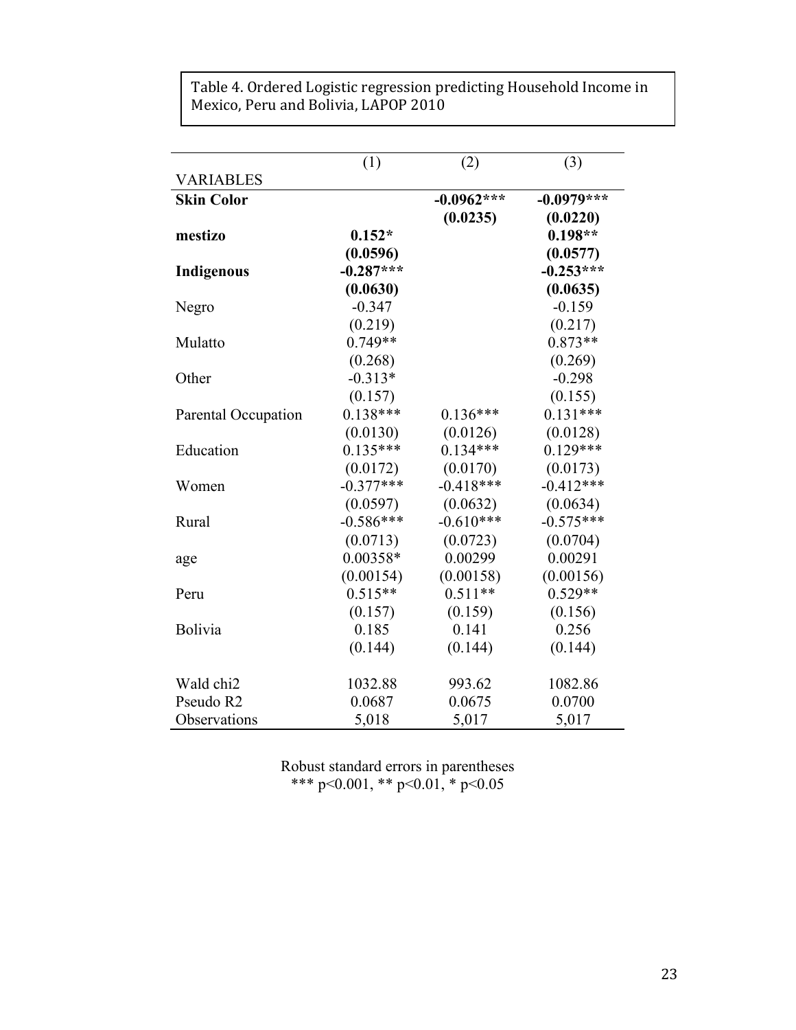Table 4. Ordered Logistic regression predicting Household Income in Mexico, Peru and Bolivia, LAPOP 2010

| VARIABLES | (1) | (2) | (3) |
|---|---|---|---|
| **Skin Color** | | **-0.0962*** ** | **-0.0979*** ** |
| | | **(0.0235)** | **(0.0220)** |
| **mestizo** | **0.152*** | | **0.198** ** |
| | **(0.0596)** | | **(0.0577)** |
| **Indigenous** | **-0.287*** ** | | **-0.253*** ** |
| | **(0.0630)** | | **(0.0635)** |
| Negro | -0.347 | | -0.159 |
| | (0.219) | | (0.217) |
| Mulatto | 0.749** | | 0.873** |
| | (0.268) | | (0.269) |
| Other | -0.313* | | -0.298 |
| | (0.157) | | (0.155) |
| Parental Occupation | 0.138*** | 0.136*** | 0.131*** |
| | (0.0130) | (0.0126) | (0.0128) |
| Education | 0.135*** | 0.134*** | 0.129*** |
| | (0.0172) | (0.0170) | (0.0173) |
| Women | -0.377*** | -0.418*** | -0.412*** |
| | (0.0597) | (0.0632) | (0.0634) |
| Rural | -0.586*** | -0.610*** | -0.575*** |
| | (0.0713) | (0.0723) | (0.0704) |
| age | 0.00358* | 0.00299 | 0.00291 |
| | (0.00154) | (0.00158) | (0.00156) |
| Peru | 0.515** | 0.511** | 0.529** |
| | (0.157) | (0.159) | (0.156) |
| Bolivia | 0.185 | 0.141 | 0.256 |
| | (0.144) | (0.144) | (0.144) |
| Wald chi2 | 1032.88 | 993.62 | 1082.86 |
| Pseudo R2 | 0.0687 | 0.0675 | 0.0700 |
| Observations | 5,018 | 5,017 | 5,017 |

Robust standard errors in parentheses
*** p<0.001, ** p<0.01, * p<0.05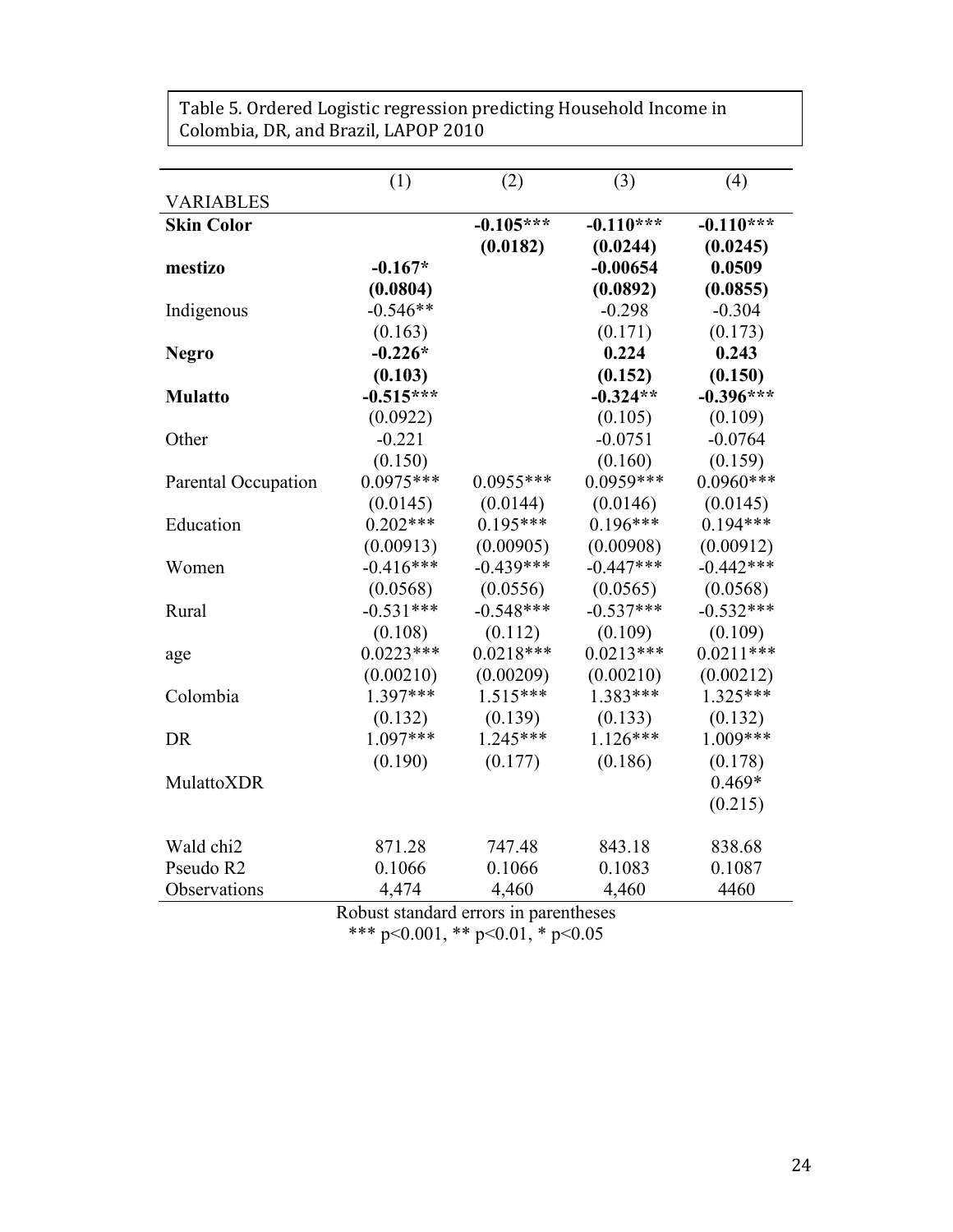Table 5. Ordered Logistic regression predicting Household Income in Colombia, DR, and Brazil, LAPOP 2010

| VARIABLES | (1) | (2) | (3) | (4) |
|---|---|---|---|---|
| **Skin Color** | | **-0.105***\*** | **-0.110***\*** | **-0.110***\*** |
| | | **(0.0182)** | **(0.0244)** | **(0.0245)** |
| **mestizo** | **-0.167\*** | | **-0.00654** | **0.0509** |
| | **(0.0804)** | | **(0.0892)** | **(0.0855)** |
| Indigenous | -0.546** | | -0.298 | -0.304 |
| | (0.163) | | (0.171) | (0.173) |
| **Negro** | **-0.226\*** | | **0.224** | **0.243** |
| | **(0.103)** | | **(0.152)** | **(0.150)** |
| **Mulatto** | **-0.515***\*** | | **-0.324**\*** | -0.396*** |
| | (0.0922) | | (0.105) | (0.109) |
| Other | -0.221 | | -0.0751 | -0.0764 |
| | (0.150) | | (0.160) | (0.159) |
| Parental Occupation | 0.0975*** | 0.0955*** | 0.0959*** | 0.0960*** |
| | (0.0145) | (0.0144) | (0.0146) | (0.0145) |
| Education | 0.202*** | 0.195*** | 0.196*** | 0.194*** |
| | (0.00913) | (0.00905) | (0.00908) | (0.00912) |
| Women | -0.416*** | -0.439*** | -0.447*** | -0.442*** |
| | (0.0568) | (0.0556) | (0.0565) | (0.0568) |
| Rural | -0.531*** | -0.548*** | -0.537*** | -0.532*** |
| | (0.108) | (0.112) | (0.109) | (0.109) |
| age | 0.0223*** | 0.0218*** | 0.0213*** | 0.0211*** |
| | (0.00210) | (0.00209) | (0.00210) | (0.00212) |
| Colombia | 1.397*** | 1.515*** | 1.383*** | 1.325*** |
| | (0.132) | (0.139) | (0.133) | (0.132) |
| DR | 1.097*** | 1.245*** | 1.126*** | 1.009*** |
| | (0.190) | (0.177) | (0.186) | (0.178) |
| MulattoXDR | | | | 0.469* |
| | | | | (0.215) |
| Wald chi2 | 871.28 | 747.48 | 843.18 | 838.68 |
| Pseudo R2 | 0.1066 | 0.1066 | 0.1083 | 0.1087 |
| Observations | 4,474 | 4,460 | 4,460 | 4460 |

Robust standard errors in parentheses
*** p<0.001, ** p<0.01, * p<0.05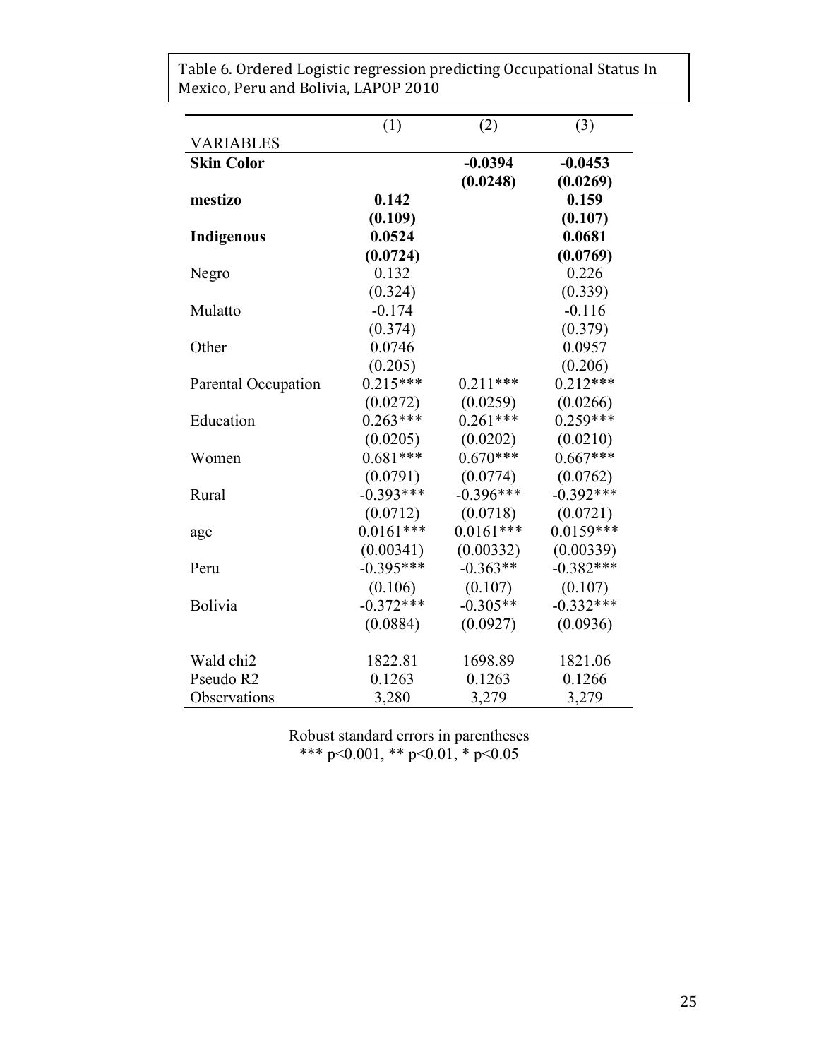Table 6. Ordered Logistic regression predicting Occupational Status In Mexico, Peru and Bolivia, LAPOP 2010

| VARIABLES | (1) | (2) | (3) |
|---|---|---|---|
| **Skin Color** | | **-0.0394** | **-0.0453** |
| | | **(0.0248)** | **(0.0269)** |
| **mestizo** | **0.142** | | **0.159** |
| | **(0.109)** | | **(0.107)** |
| **Indigenous** | **0.0524** | | **0.0681** |
| | **(0.0724)** | | **(0.0769)** |
| Negro | 0.132 | | 0.226 |
| | (0.324) | | (0.339) |
| Mulatto | -0.174 | | -0.116 |
| | (0.374) | | (0.379) |
| Other | 0.0746 | | 0.0957 |
| | (0.205) | | (0.206) |
| Parental Occupation | 0.215*** | 0.211*** | 0.212*** |
| | (0.0272) | (0.0259) | (0.0266) |
| Education | 0.263*** | 0.261*** | 0.259*** |
| | (0.0205) | (0.0202) | (0.0210) |
| Women | 0.681*** | 0.670*** | 0.667*** |
| | (0.0791) | (0.0774) | (0.0762) |
| Rural | -0.393*** | -0.396*** | -0.392*** |
| | (0.0712) | (0.0718) | (0.0721) |
| age | 0.0161*** | 0.0161*** | 0.0159*** |
| | (0.00341) | (0.00332) | (0.00339) |
| Peru | -0.395*** | -0.363** | -0.382*** |
| | (0.106) | (0.107) | (0.107) |
| Bolivia | -0.372*** | -0.305** | -0.332*** |
| | (0.0884) | (0.0927) | (0.0936) |
| Wald chi2 | 1822.81 | 1698.89 | 1821.06 |
| Pseudo R2 | 0.1263 | 0.1263 | 0.1266 |
| Observations | 3,280 | 3,279 | 3,279 |

Robust standard errors in parentheses
*** $p<0.001$, ** $p<0.01$, * $p<0.05$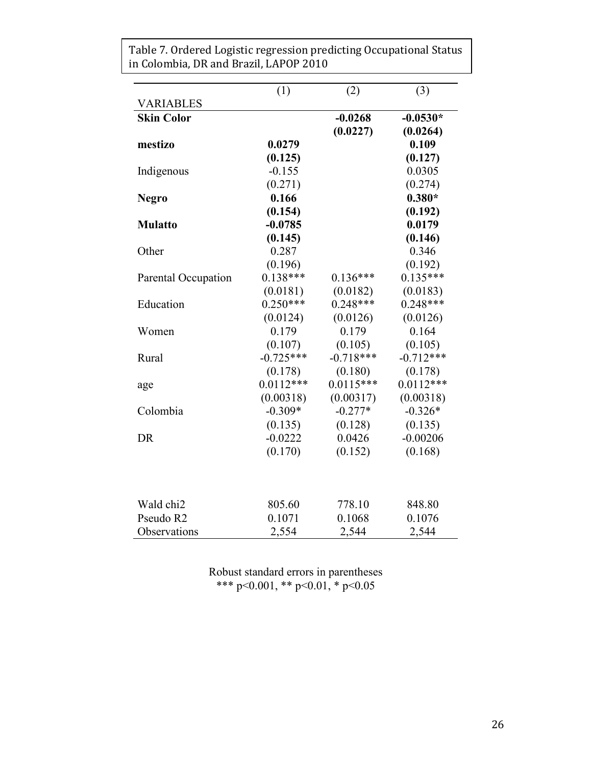Table 7. Ordered Logistic regression predicting Occupational Status in Colombia, DR and Brazil, LAPOP 2010

| VARIABLES | (1) | (2) | (3) |
|---|---|---|---|
| **Skin Color** | | **-0.0268** | **-0.0530*** |
| | | **(0.0227)** | **(0.0264)** |
| **mestizo** | **0.0279** | | **0.109** |
| | **(0.125)** | | **(0.127)** |
| Indigenous | -0.155 | | 0.0305 |
| | (0.271) | | (0.274) |
| **Negro** | **0.166** | | **0.380*** |
| | **(0.154)** | | **(0.192)** |
| **Mulatto** | **-0.0785** | | **0.0179** |
| | **(0.145)** | | **(0.146)** |
| Other | 0.287 | | 0.346 |
| | (0.196) | | (0.192) |
| Parental Occupation | 0.138*** | 0.136*** | 0.135*** |
| | (0.0181) | (0.0182) | (0.0183) |
| Education | 0.250*** | 0.248*** | 0.248*** |
| | (0.0124) | (0.0126) | (0.0126) |
| Women | 0.179 | 0.179 | 0.164 |
| | (0.107) | (0.105) | (0.105) |
| Rural | -0.725*** | -0.718*** | -0.712*** |
| | (0.178) | (0.180) | (0.178) |
| age | 0.0112*** | 0.0115*** | 0.0112*** |
| | (0.00318) | (0.00317) | (0.00318) |
| Colombia | -0.309* | -0.277* | -0.326* |
| | (0.135) | (0.128) | (0.135) |
| DR | -0.0222 | 0.0426 | -0.00206 |
| | (0.170) | (0.152) | (0.168) |
| Wald chi2 | 805.60 | 778.10 | 848.80 |
| Pseudo R2 | 0.1071 | 0.1068 | 0.1076 |
| Observations | 2,554 | 2,544 | 2,544 |

Robust standard errors in parentheses
*** $p<0.001$, ** $p<0.01$, * $p<0.05$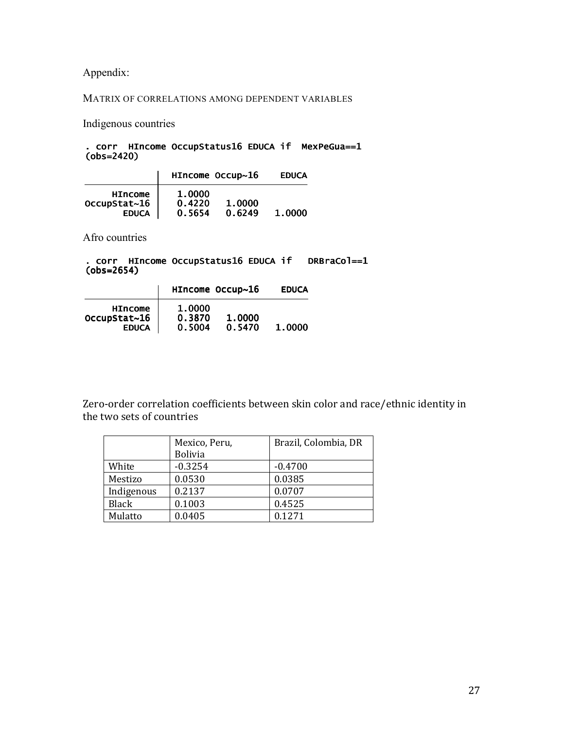Appendix:

MATRIX OF CORRELATIONS AMONG DEPENDENT VARIABLES

Indigenous countries

```
. corr  HIncome OccupStatus16 EDUCA if  MexPeGua==1
(obs=2420)

             |  HIncome Occup~16    EDUCA
-------------+---------------------------
     HIncome |   1.0000
OccupStat~16 |   0.4220   1.0000
       EDUCA |   0.5654   0.6249   1.0000
```

Afro countries

```
. corr  HIncome OccupStatus16 EDUCA if   DRBraCol==1
(obs=2654)

             |  HIncome Occup~16    EDUCA
-------------+---------------------------
     HIncome |   1.0000
OccupStat~16 |   0.3870   1.0000
       EDUCA |   0.5004   0.5470   1.0000
```

Zero-order correlation coefficients between skin color and race/ethnic identity in the two sets of countries

| | Mexico, Peru, Bolivia | Brazil, Colombia, DR |
|---|---|---|
| White | -0.3254 | -0.4700 |
| Mestizo | 0.0530 | 0.0385 |
| Indigenous | 0.2137 | 0.0707 |
| Black | 0.1003 | 0.4525 |
| Mulatto | 0.0405 | 0.1271 |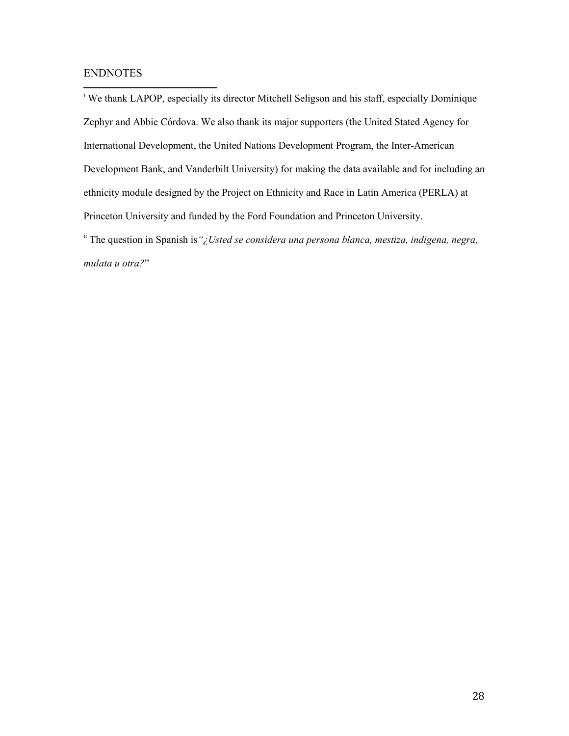## ENDNOTES

[i] We thank LAPOP, especially its director Mitchell Seligson and his staff, especially Dominique Zephyr and Abbie Córdova. We also thank its major supporters (the United Stated Agency for International Development, the United Nations Development Program, the Inter-American Development Bank, and Vanderbilt University) for making the data available and for including an ethnicity module designed by the Project on Ethnicity and Race in Latin America (PERLA) at Princeton University and funded by the Ford Foundation and Princeton University.

[ii] The question in Spanish is *"¿Usted se considera una persona blanca, mestiza, indigena, negra, mulata u otra?*"